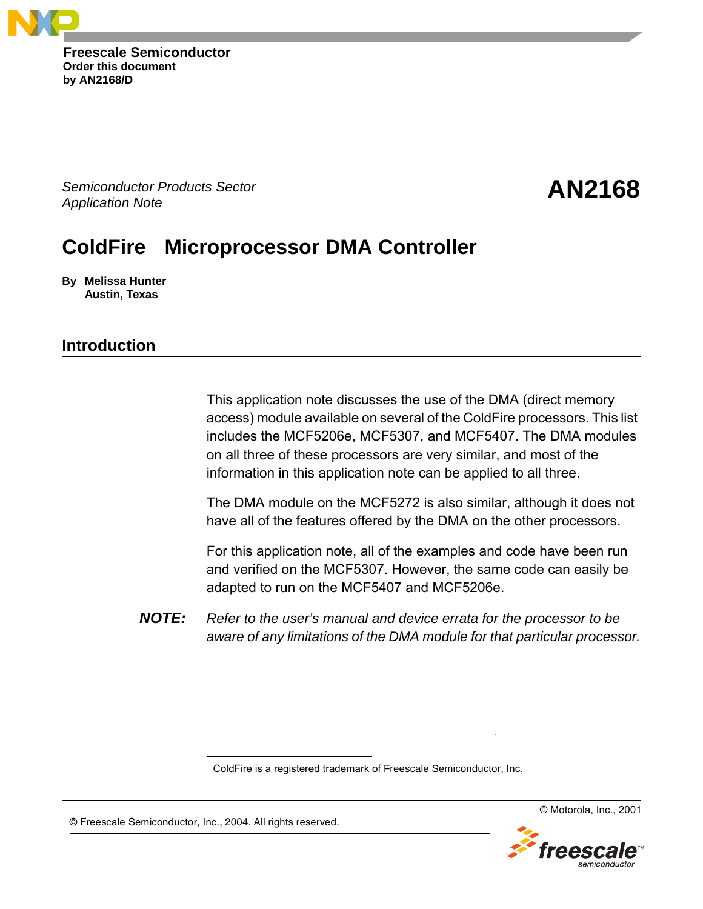Freescale Semiconductor
Order this document
by AN2168/D

*Semiconductor Products Sector*
*Application Note*

# AN2168

# ColdFire Microprocessor DMA Controller

**By Melissa Hunter**
**Austin, Texas**

## Introduction

This application note discusses the use of the DMA (direct memory access) module available on several of the ColdFire processors. This list includes the MCF5206e, MCF5307, and MCF5407. The DMA modules on all three of these processors are very similar, and most of the information in this application note can be applied to all three.

The DMA module on the MCF5272 is also similar, although it does not have all of the features offered by the DMA on the other processors.

For this application note, all of the examples and code have been run and verified on the MCF5307. However, the same code can easily be adapted to run on the MCF5407 and MCF5206e.

***NOTE:*** *Refer to the user's manual and device errata for the processor to be aware of any limitations of the DMA module for that particular processor.*

ColdFire is a registered trademark of Freescale Semiconductor, Inc.

© Motorola, Inc., 2001

© Freescale Semiconductor, Inc., 2004. All rights reserved.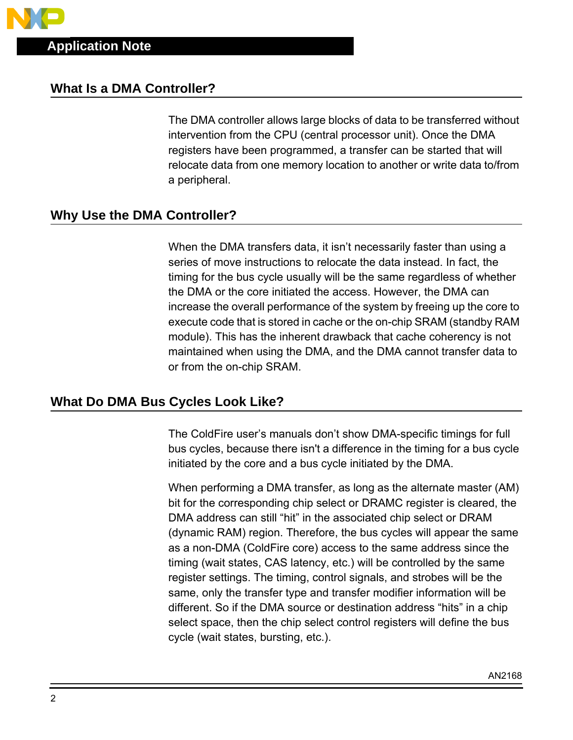## What Is a DMA Controller?

The DMA controller allows large blocks of data to be transferred without intervention from the CPU (central processor unit). Once the DMA registers have been programmed, a transfer can be started that will relocate data from one memory location to another or write data to/from a peripheral.

## Why Use the DMA Controller?

When the DMA transfers data, it isn't necessarily faster than using a series of move instructions to relocate the data instead. In fact, the timing for the bus cycle usually will be the same regardless of whether the DMA or the core initiated the access. However, the DMA can increase the overall performance of the system by freeing up the core to execute code that is stored in cache or the on-chip SRAM (standby RAM module). This has the inherent drawback that cache coherency is not maintained when using the DMA, and the DMA cannot transfer data to or from the on-chip SRAM.

## What Do DMA Bus Cycles Look Like?

The ColdFire user's manuals don't show DMA-specific timings for full bus cycles, because there isn't a difference in the timing for a bus cycle initiated by the core and a bus cycle initiated by the DMA.

When performing a DMA transfer, as long as the alternate master (AM) bit for the corresponding chip select or DRAMC register is cleared, the DMA address can still "hit" in the associated chip select or DRAM (dynamic RAM) region. Therefore, the bus cycles will appear the same as a non-DMA (ColdFire core) access to the same address since the timing (wait states, CAS latency, etc.) will be controlled by the same register settings. The timing, control signals, and strobes will be the same, only the transfer type and transfer modifier information will be different. So if the DMA source or destination address "hits" in a chip select space, then the chip select control registers will define the bus cycle (wait states, bursting, etc.).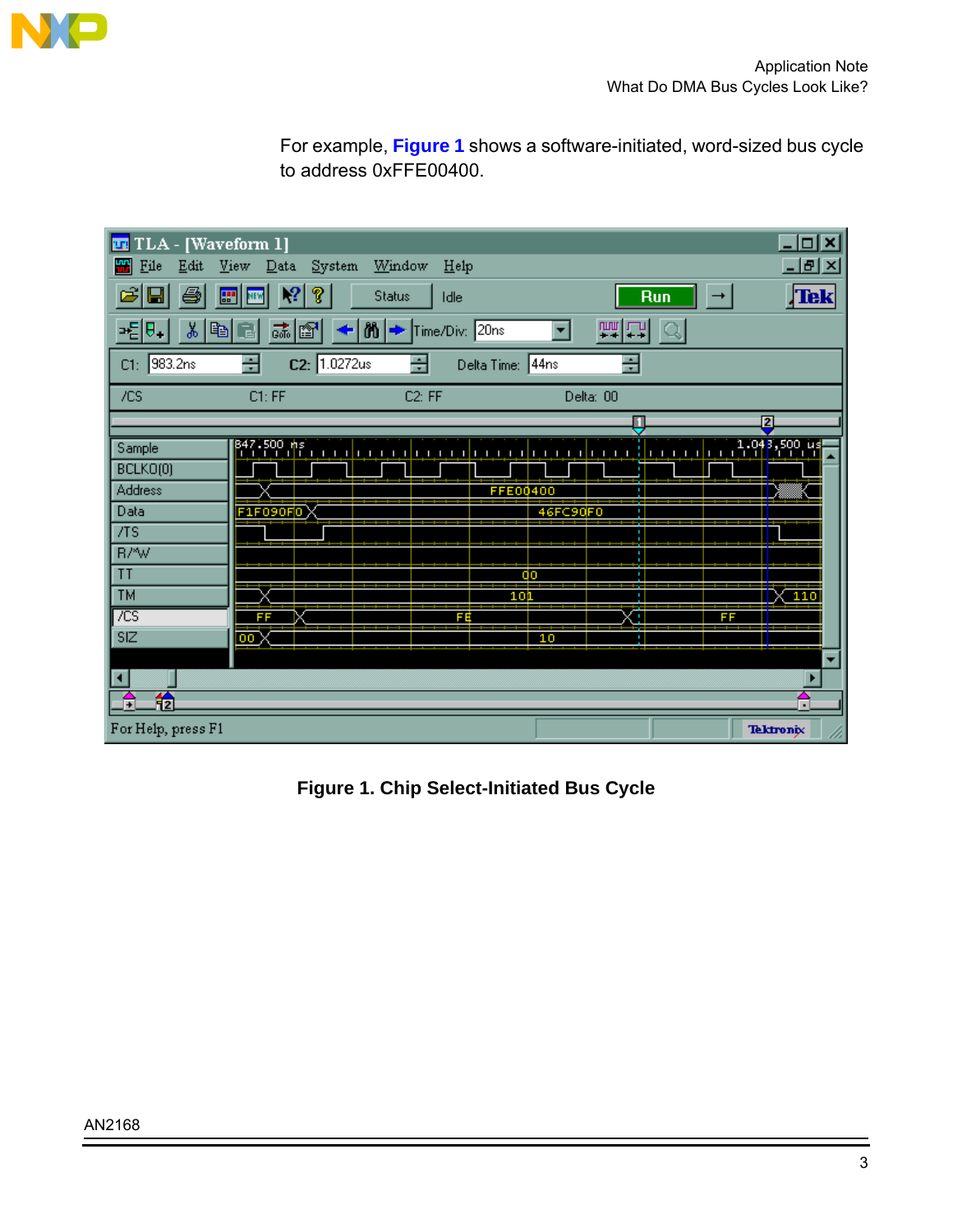For example, **Figure 1** shows a software-initiated, word-sized bus cycle to address 0xFFE00400.

**Figure 1. Chip Select-Initiated Bus Cycle**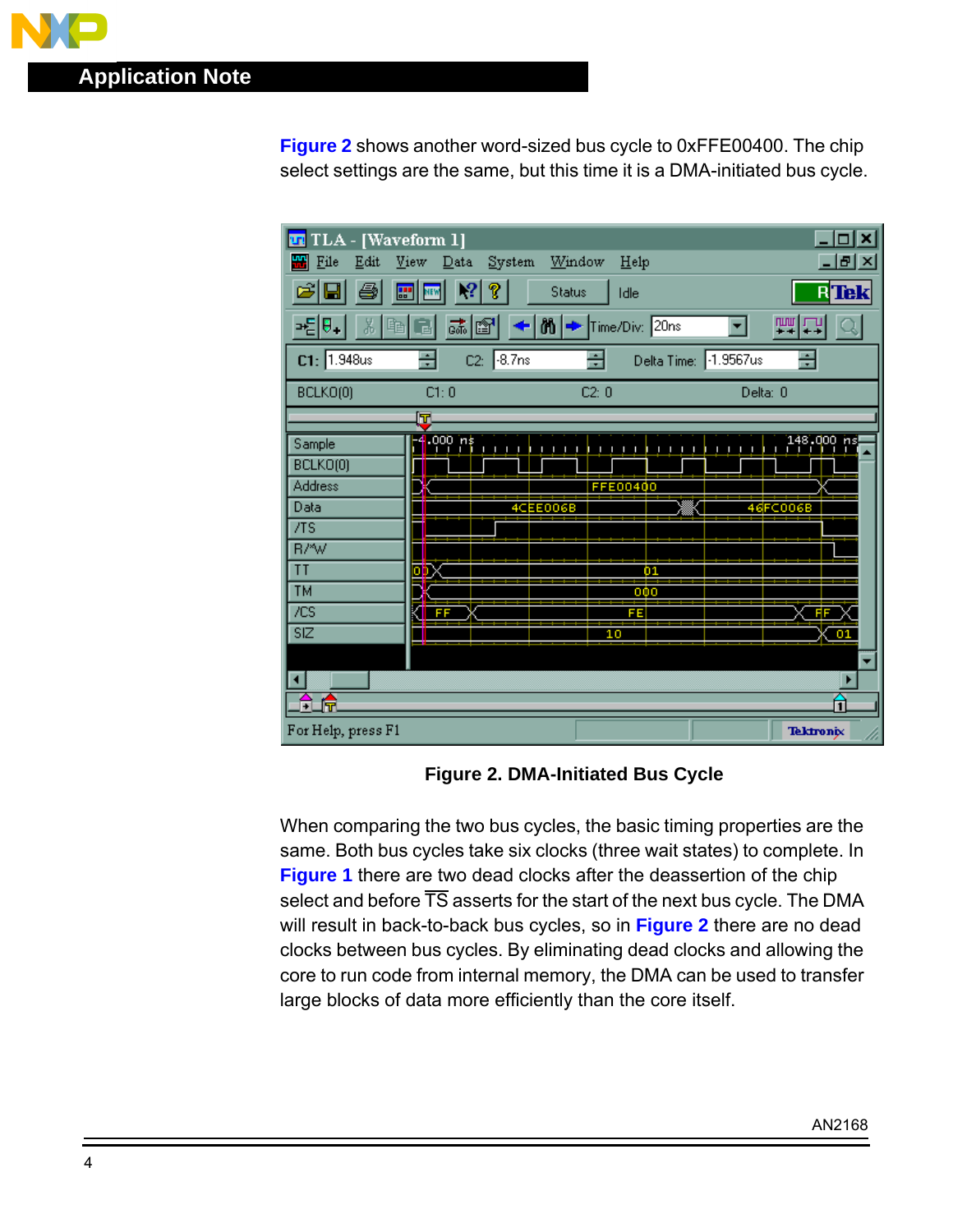Figure 2 shows another word-sized bus cycle to 0xFFE00400. The chip select settings are the same, but this time it is a DMA-initiated bus cycle.

Figure 2. DMA-Initiated Bus Cycle

When comparing the two bus cycles, the basic timing properties are the same. Both bus cycles take six clocks (three wait states) to complete. In Figure 1 there are two dead clocks after the deassertion of the chip select and before $\overline{TS}$ asserts for the start of the next bus cycle. The DMA will result in back-to-back bus cycles, so in Figure 2 there are no dead clocks between bus cycles. By eliminating dead clocks and allowing the core to run code from internal memory, the DMA can be used to transfer large blocks of data more efficiently than the core itself.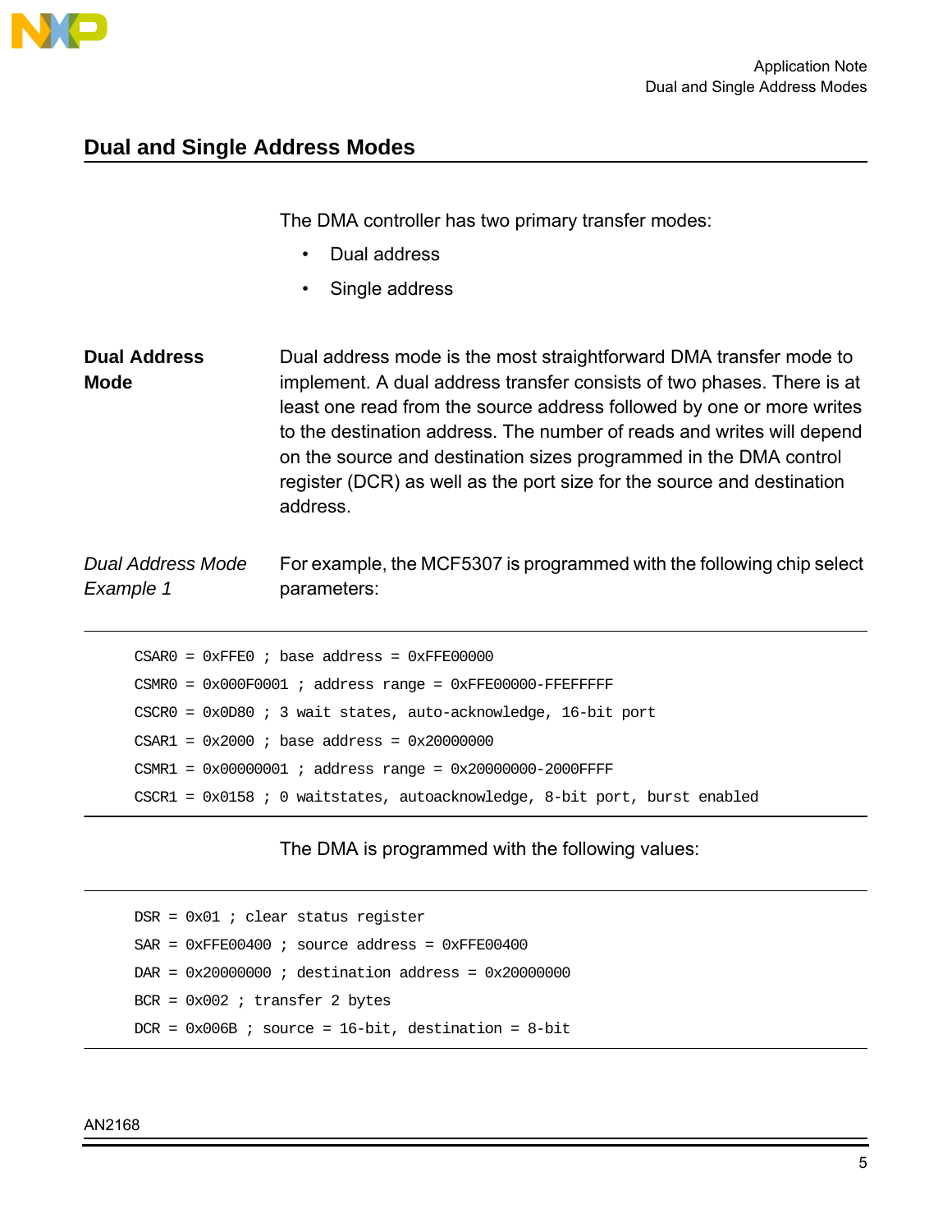## Dual and Single Address Modes

The DMA controller has two primary transfer modes:

- Dual address
- Single address

### Dual Address Mode

Dual address mode is the most straightforward DMA transfer mode to implement. A dual address transfer consists of two phases. There is at least one read from the source address followed by one or more writes to the destination address. The number of reads and writes will depend on the source and destination sizes programmed in the DMA control register (DCR) as well as the port size for the source and destination address.

#### *Dual Address Mode Example 1*

For example, the MCF5307 is programmed with the following chip select parameters:

```
CSAR0 = 0xFFE0 ; base address = 0xFFE00000
CSMR0 = 0x000F0001 ; address range = 0xFFE00000-FFEFFFFF
CSCR0 = 0x0D80 ; 3 wait states, auto-acknowledge, 16-bit port
CSAR1 = 0x2000 ; base address = 0x20000000
CSMR1 = 0x00000001 ; address range = 0x20000000-2000FFFF
CSCR1 = 0x0158 ; 0 waitstates, autoacknowledge, 8-bit port, burst enabled
```

The DMA is programmed with the following values:

```
DSR = 0x01 ; clear status register
SAR = 0xFFE00400 ; source address = 0xFFE00400
DAR = 0x20000000 ; destination address = 0x20000000
BCR = 0x002 ; transfer 2 bytes
DCR = 0x006B ; source = 16-bit, destination = 8-bit
```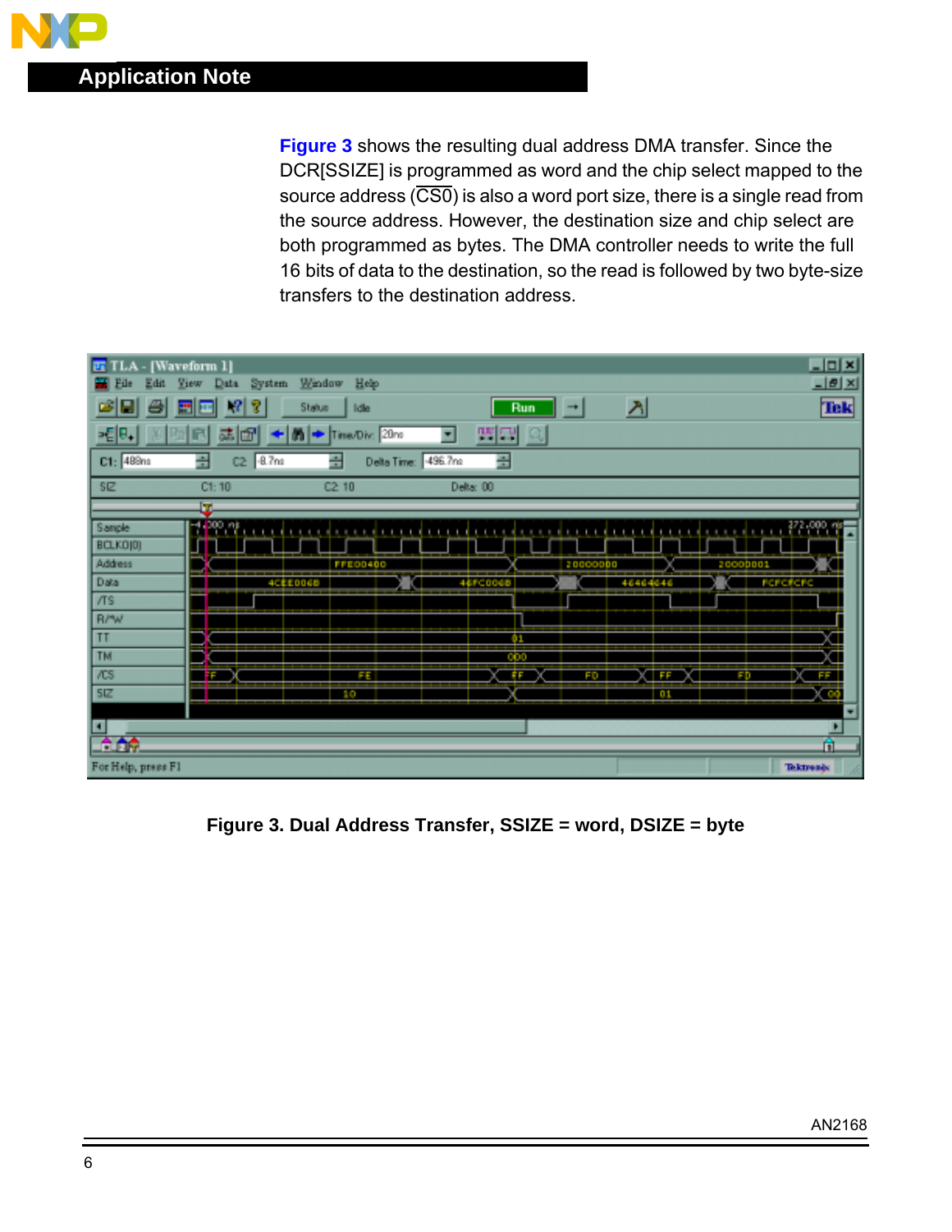Figure 3 shows the resulting dual address DMA transfer. Since the DCR[SSIZE] is programmed as word and the chip select mapped to the source address ($\overline{CS0}$) is also a word port size, there is a single read from the source address. However, the destination size and chip select are both programmed as bytes. The DMA controller needs to write the full 16 bits of data to the destination, so the read is followed by two byte-size transfers to the destination address.

**Figure 3. Dual Address Transfer, SSIZE = word, DSIZE = byte**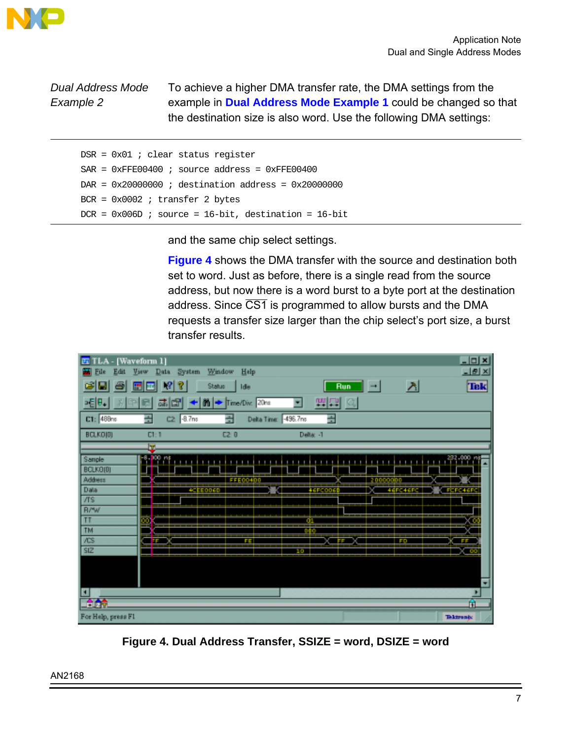*Dual Address Mode Example 2*

To achieve a higher DMA transfer rate, the DMA settings from the example in **Dual Address Mode Example 1** could be changed so that the destination size is also word. Use the following DMA settings:

```
DSR = 0x01 ; clear status register
SAR = 0xFFE00400 ; source address = 0xFFE00400
DAR = 0x20000000 ; destination address = 0x20000000
BCR = 0x0002 ; transfer 2 bytes
DCR = 0x006D ; source = 16-bit, destination = 16-bit
```

and the same chip select settings.

**Figure 4** shows the DMA transfer with the source and destination both set to word. Just as before, there is a single read from the source address, but now there is a word burst to a byte port at the destination address. Since $\overline{CS1}$ is programmed to allow bursts and the DMA requests a transfer size larger than the chip select's port size, a burst transfer results.

**Figure 4. Dual Address Transfer, SSIZE = word, DSIZE = word**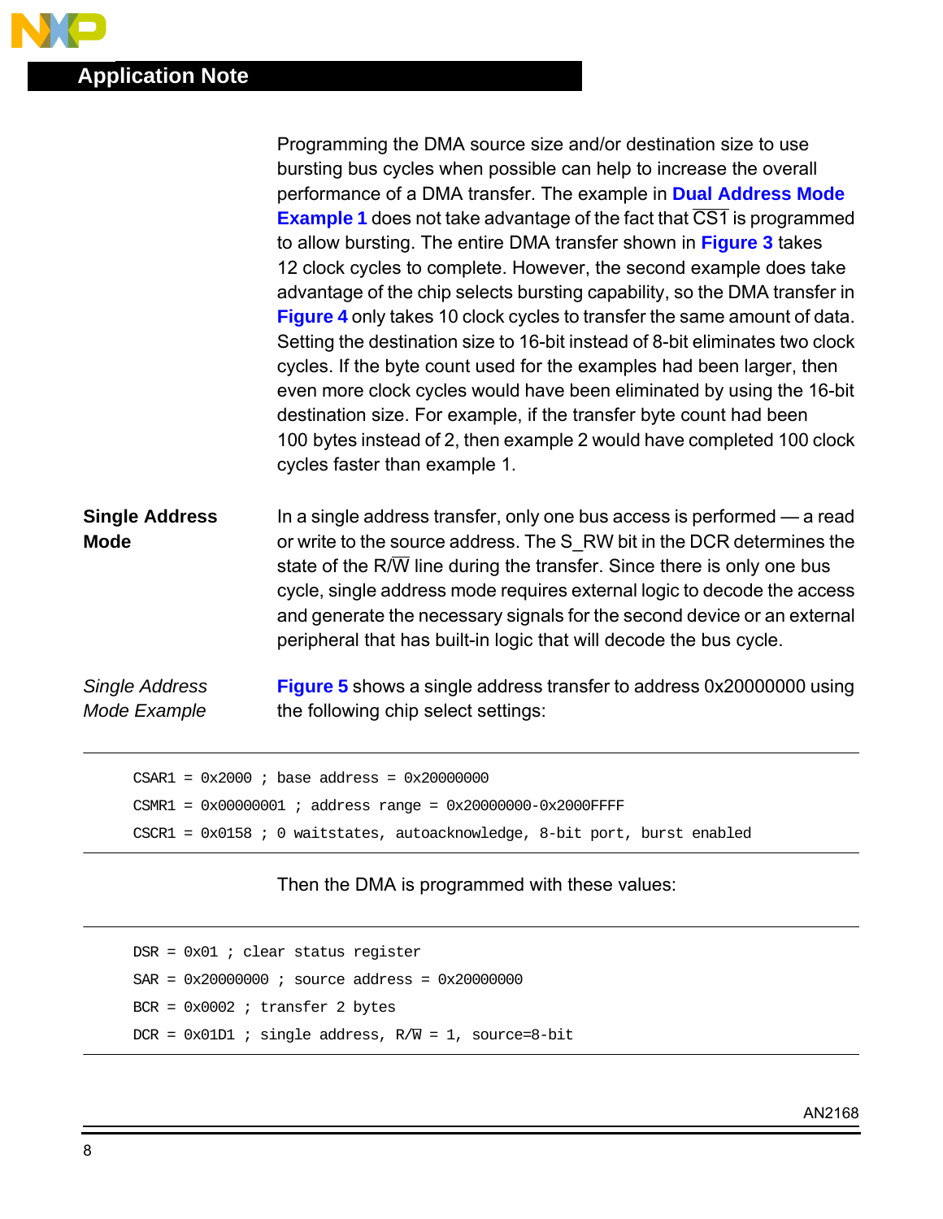Programming the DMA source size and/or destination size to use bursting bus cycles when possible can help to increase the overall performance of a DMA transfer. The example in **Dual Address Mode Example 1** does not take advantage of the fact that $\overline{CS1}$ is programmed to allow bursting. The entire DMA transfer shown in **Figure 3** takes 12 clock cycles to complete. However, the second example does take advantage of the chip selects bursting capability, so the DMA transfer in **Figure 4** only takes 10 clock cycles to transfer the same amount of data. Setting the destination size to 16-bit instead of 8-bit eliminates two clock cycles. If the byte count used for the examples had been larger, then even more clock cycles would have been eliminated by using the 16-bit destination size. For example, if the transfer byte count had been 100 bytes instead of 2, then example 2 would have completed 100 clock cycles faster than example 1.

## Single Address Mode

In a single address transfer, only one bus access is performed — a read or write to the source address. The S_RW bit in the DCR determines the state of the R/$\overline{W}$ line during the transfer. Since there is only one bus cycle, single address mode requires external logic to decode the access and generate the necessary signals for the second device or an external peripheral that has built-in logic that will decode the bus cycle.

### *Single Address Mode Example*

**Figure 5** shows a single address transfer to address 0x20000000 using the following chip select settings:

```
CSAR1 = 0x2000 ; base address = 0x20000000
CSMR1 = 0x00000001 ; address range = 0x20000000-0x2000FFFF
CSCR1 = 0x0158 ; 0 waitstates, autoacknowledge, 8-bit port, burst enabled
```

Then the DMA is programmed with these values:

```
DSR = 0x01 ; clear status register
SAR = 0x20000000 ; source address = 0x20000000
BCR = 0x0002 ; transfer 2 bytes
DCR = 0x01D1 ; single address, R/W = 1, source=8-bit
```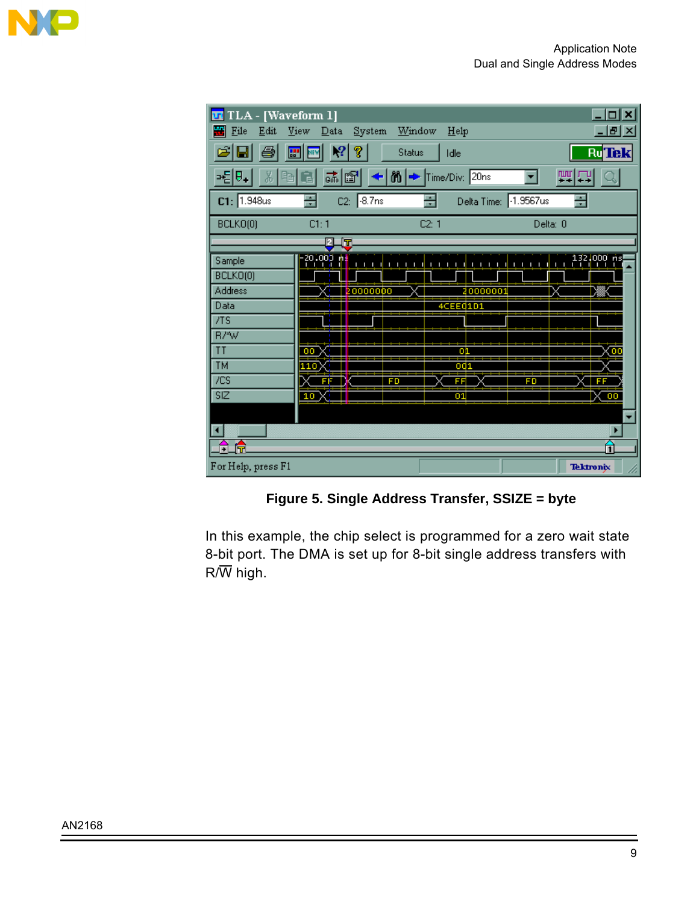**Figure 5. Single Address Transfer, SSIZE = byte**

In this example, the chip select is programmed for a zero wait state 8-bit port. The DMA is set up for 8-bit single address transfers with R/$\overline{W}$ high.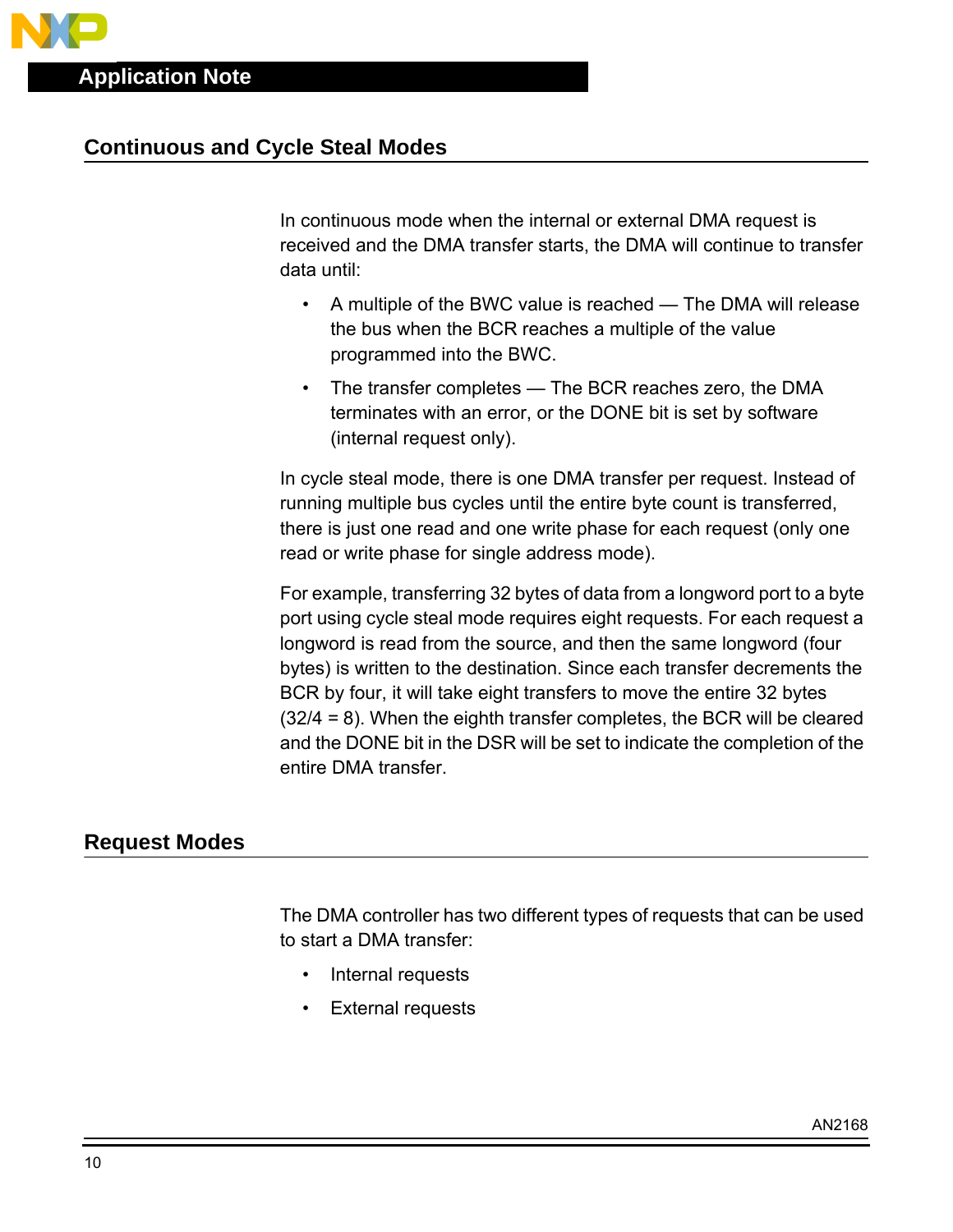## Continuous and Cycle Steal Modes

In continuous mode when the internal or external DMA request is received and the DMA transfer starts, the DMA will continue to transfer data until:

- A multiple of the BWC value is reached — The DMA will release the bus when the BCR reaches a multiple of the value programmed into the BWC.
- The transfer completes — The BCR reaches zero, the DMA terminates with an error, or the DONE bit is set by software (internal request only).

In cycle steal mode, there is one DMA transfer per request. Instead of running multiple bus cycles until the entire byte count is transferred, there is just one read and one write phase for each request (only one read or write phase for single address mode).

For example, transferring 32 bytes of data from a longword port to a byte port using cycle steal mode requires eight requests. For each request a longword is read from the source, and then the same longword (four bytes) is written to the destination. Since each transfer decrements the BCR by four, it will take eight transfers to move the entire 32 bytes (32/4 = 8). When the eighth transfer completes, the BCR will be cleared and the DONE bit in the DSR will be set to indicate the completion of the entire DMA transfer.

## Request Modes

The DMA controller has two different types of requests that can be used to start a DMA transfer:

- Internal requests
- External requests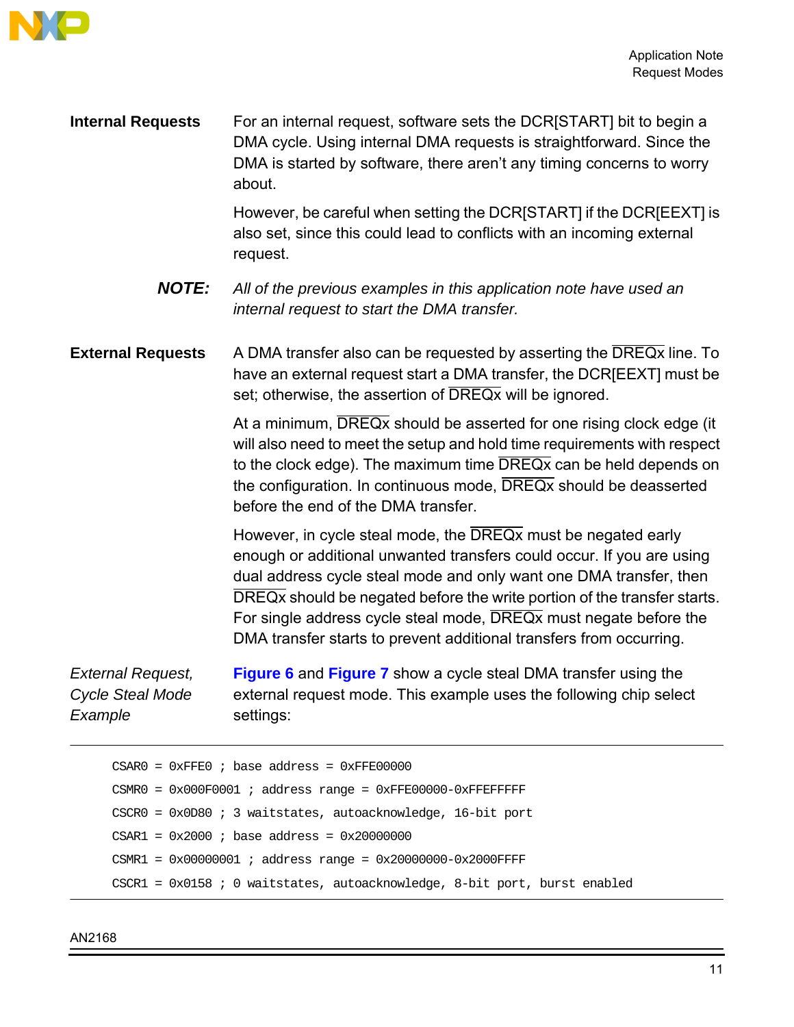### Internal Requests

For an internal request, software sets the DCR[START] bit to begin a DMA cycle. Using internal DMA requests is straightforward. Since the DMA is started by software, there aren't any timing concerns to worry about.

However, be careful when setting the DCR[START] if the DCR[EEXT] is also set, since this could lead to conflicts with an incoming external request.

***NOTE:*** *All of the previous examples in this application note have used an internal request to start the DMA transfer.*

### External Requests

A DMA transfer also can be requested by asserting the $\overline{\text{DREQx}}$ line. To have an external request start a DMA transfer, the DCR[EEXT] must be set; otherwise, the assertion of $\overline{\text{DREQx}}$ will be ignored.

At a minimum, $\overline{\text{DREQx}}$ should be asserted for one rising clock edge (it will also need to meet the setup and hold time requirements with respect to the clock edge). The maximum time $\overline{\text{DREQx}}$ can be held depends on the configuration. In continuous mode, $\overline{\text{DREQx}}$ should be deasserted before the end of the DMA transfer.

However, in cycle steal mode, the $\overline{\text{DREQx}}$ must be negated early enough or additional unwanted transfers could occur. If you are using dual address cycle steal mode and only want one DMA transfer, then $\overline{\text{DREQx}}$ should be negated before the write portion of the transfer starts. For single address cycle steal mode, $\overline{\text{DREQx}}$ must negate before the DMA transfer starts to prevent additional transfers from occurring.

#### *External Request, Cycle Steal Mode Example*

Figure 6 and Figure 7 show a cycle steal DMA transfer using the external request mode. This example uses the following chip select settings:

```
CSAR0 = 0xFFE0 ; base address = 0xFFE00000
CSMR0 = 0x000F0001 ; address range = 0xFFE00000-0xFFEFFFFF
CSCR0 = 0x0D80 ; 3 waitstates, autoacknowledge, 16-bit port
CSAR1 = 0x2000 ; base address = 0x20000000
CSMR1 = 0x00000001 ; address range = 0x20000000-0x2000FFFF
CSCR1 = 0x0158 ; 0 waitstates, autoacknowledge, 8-bit port, burst enabled
```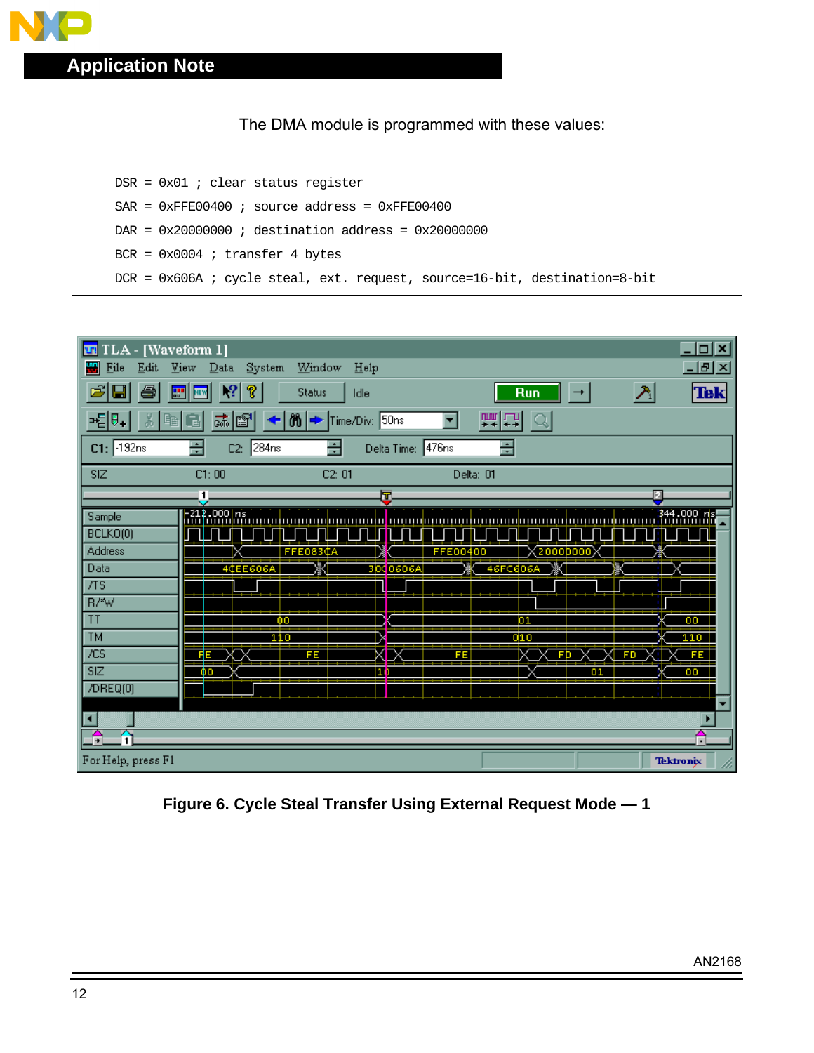The DMA module is programmed with these values:

```
DSR = 0x01 ; clear status register
SAR = 0xFFE00400 ; source address = 0xFFE00400
DAR = 0x20000000 ; destination address = 0x20000000
BCR = 0x0004 ; transfer 4 bytes
DCR = 0x606A ; cycle steal, ext. request, source=16-bit, destination=8-bit
```

**Figure 6. Cycle Steal Transfer Using External Request Mode — 1**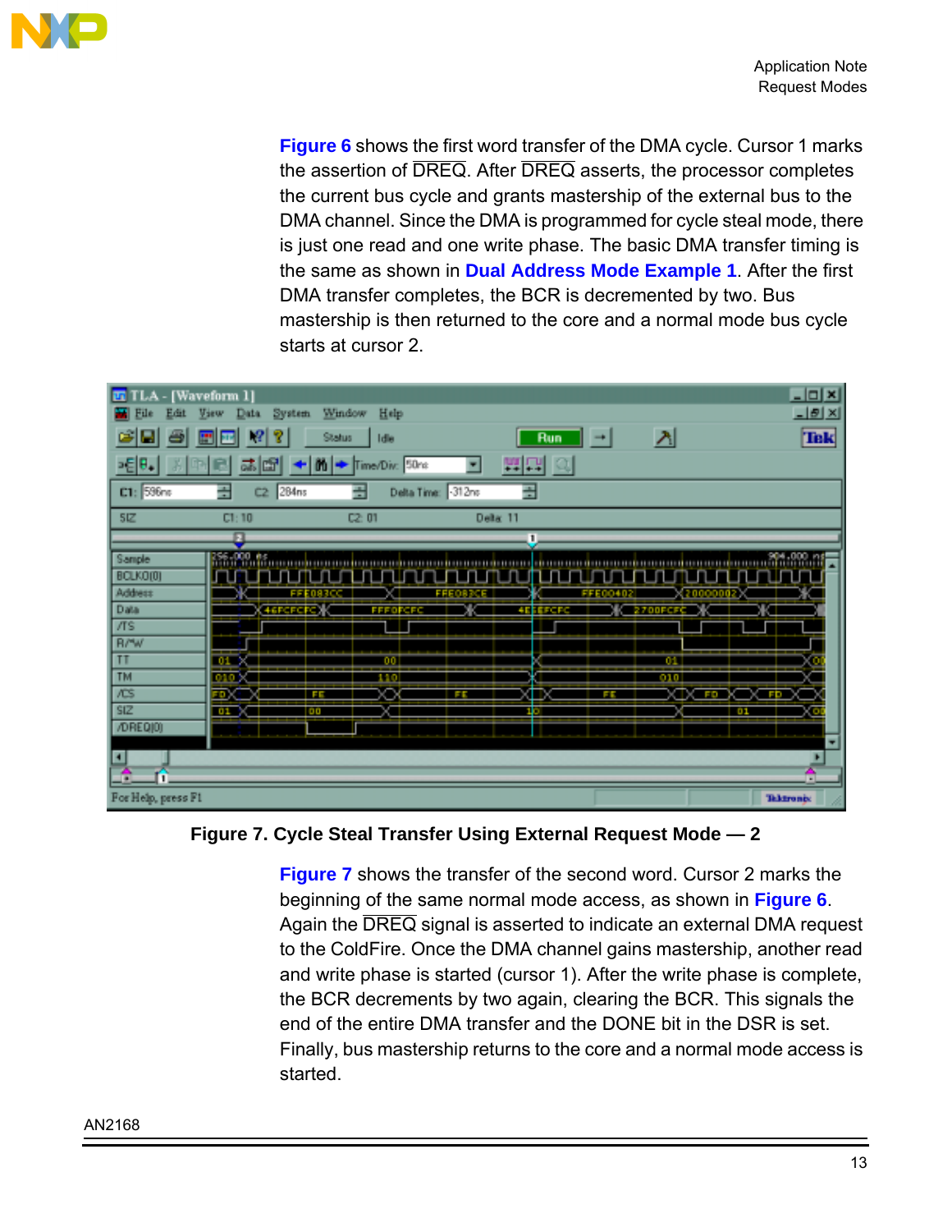Figure 6 shows the first word transfer of the DMA cycle. Cursor 1 marks the assertion of $\overline{\text{DREQ}}$. After $\overline{\text{DREQ}}$ asserts, the processor completes the current bus cycle and grants mastership of the external bus to the DMA channel. Since the DMA is programmed for cycle steal mode, there is just one read and one write phase. The basic DMA transfer timing is the same as shown in Dual Address Mode Example 1. After the first DMA transfer completes, the BCR is decremented by two. Bus mastership is then returned to the core and a normal mode bus cycle starts at cursor 2.

**Figure 7. Cycle Steal Transfer Using External Request Mode — 2**

Figure 7 shows the transfer of the second word. Cursor 2 marks the beginning of the same normal mode access, as shown in Figure 6. Again the $\overline{\text{DREQ}}$ signal is asserted to indicate an external DMA request to the ColdFire. Once the DMA channel gains mastership, another read and write phase is started (cursor 1). After the write phase is complete, the BCR decrements by two again, clearing the BCR. This signals the end of the entire DMA transfer and the DONE bit in the DSR is set. Finally, bus mastership returns to the core and a normal mode access is started.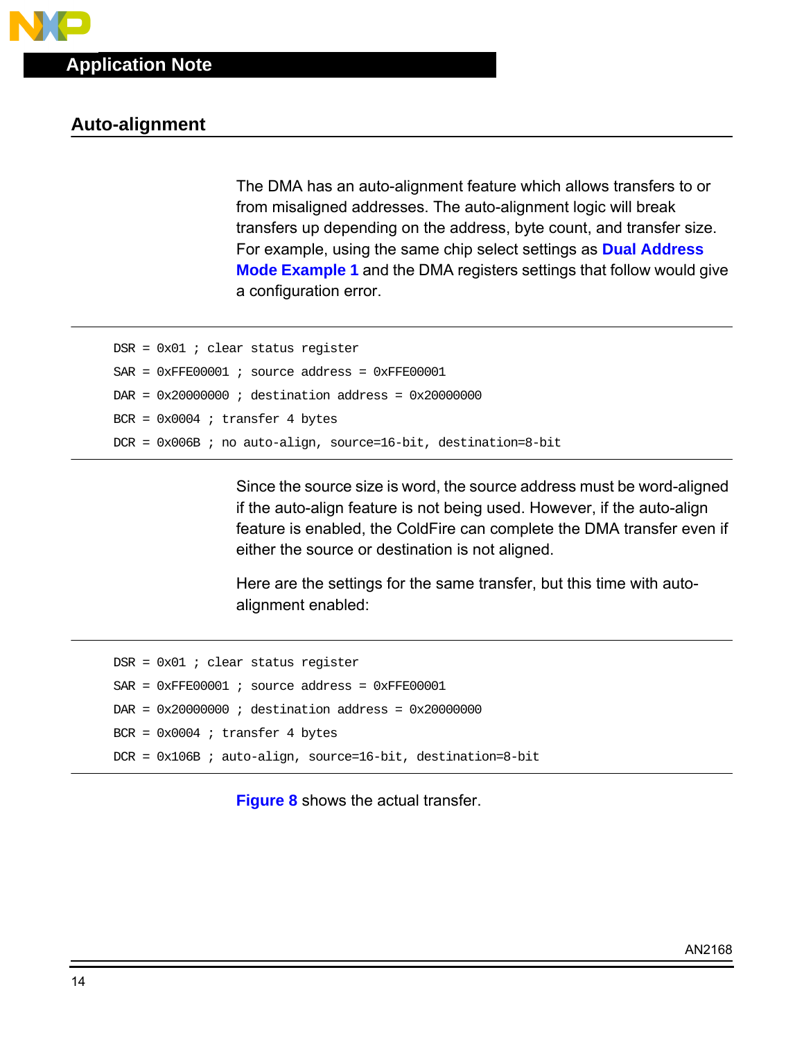## Auto-alignment

The DMA has an auto-alignment feature which allows transfers to or from misaligned addresses. The auto-alignment logic will break transfers up depending on the address, byte count, and transfer size. For example, using the same chip select settings as **Dual Address Mode Example 1** and the DMA registers settings that follow would give a configuration error.

```
DSR = 0x01 ; clear status register
SAR = 0xFFE00001 ; source address = 0xFFE00001
DAR = 0x20000000 ; destination address = 0x20000000
BCR = 0x0004 ; transfer 4 bytes
DCR = 0x006B ; no auto-align, source=16-bit, destination=8-bit
```

Since the source size is word, the source address must be word-aligned if the auto-align feature is not being used. However, if the auto-align feature is enabled, the ColdFire can complete the DMA transfer even if either the source or destination is not aligned.

Here are the settings for the same transfer, but this time with auto-alignment enabled:

```
DSR = 0x01 ; clear status register
SAR = 0xFFE00001 ; source address = 0xFFE00001
DAR = 0x20000000 ; destination address = 0x20000000
BCR = 0x0004 ; transfer 4 bytes
DCR = 0x106B ; auto-align, source=16-bit, destination=8-bit
```

**Figure 8** shows the actual transfer.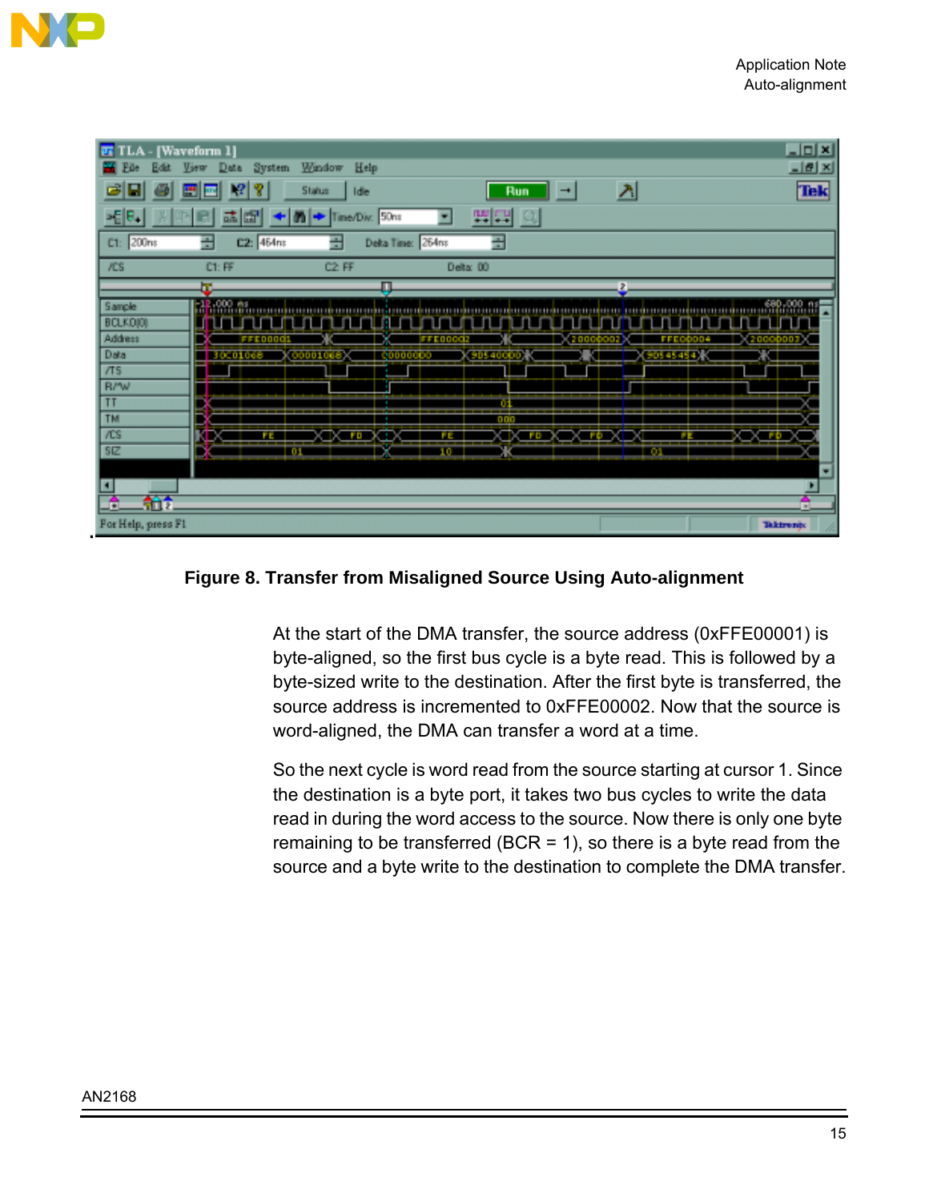**Figure 8. Transfer from Misaligned Source Using Auto-alignment**

At the start of the DMA transfer, the source address (0xFFE00001) is byte-aligned, so the first bus cycle is a byte read. This is followed by a byte-sized write to the destination. After the first byte is transferred, the source address is incremented to 0xFFE00002. Now that the source is word-aligned, the DMA can transfer a word at a time.

So the next cycle is word read from the source starting at cursor 1. Since the destination is a byte port, it takes two bus cycles to write the data read in during the word access to the source. Now there is only one byte remaining to be transferred (BCR = 1), so there is a byte read from the source and a byte write to the destination to complete the DMA transfer.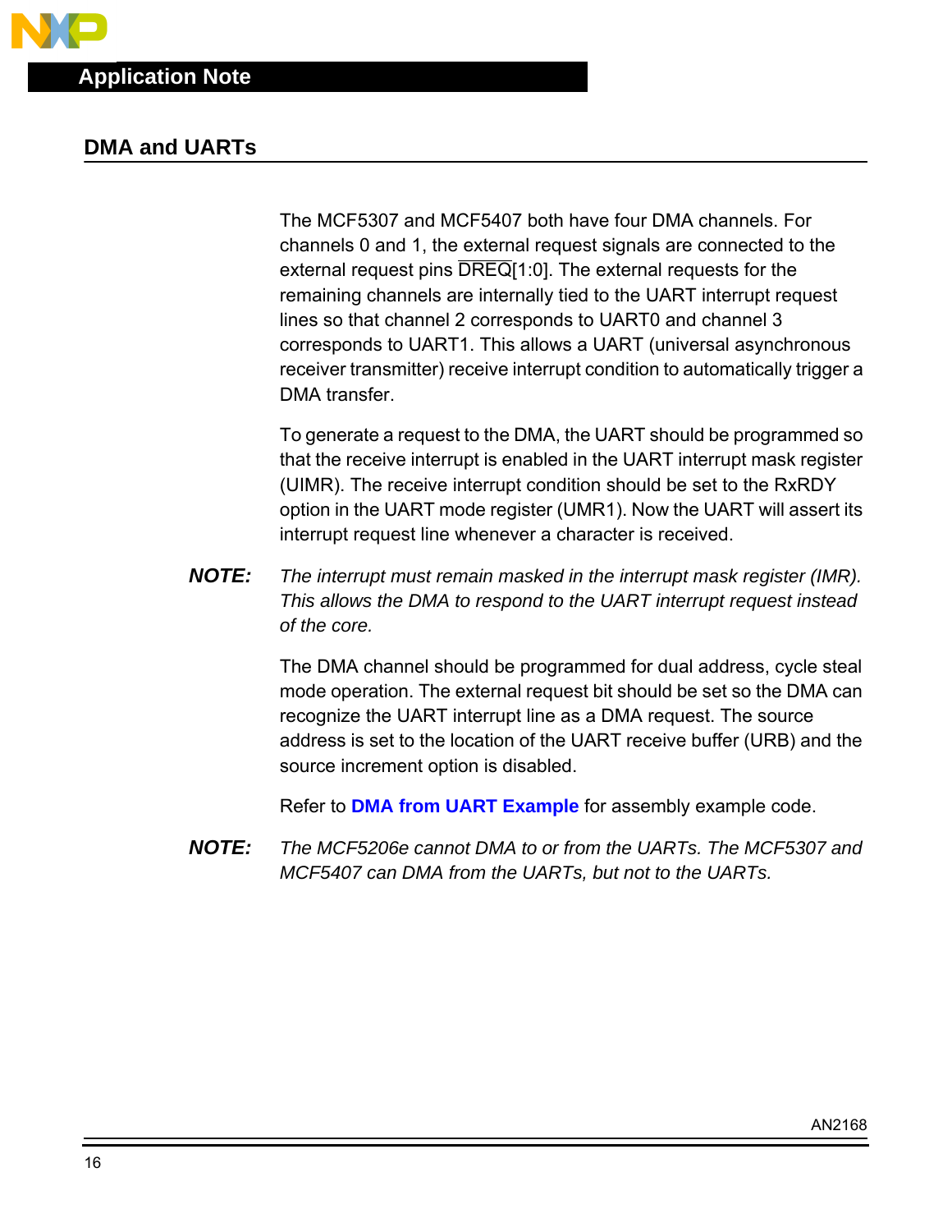## DMA and UARTs

The MCF5307 and MCF5407 both have four DMA channels. For channels 0 and 1, the external request signals are connected to the external request pins $\overline{\text{DREQ}}$[1:0]. The external requests for the remaining channels are internally tied to the UART interrupt request lines so that channel 2 corresponds to UART0 and channel 3 corresponds to UART1. This allows a UART (universal asynchronous receiver transmitter) receive interrupt condition to automatically trigger a DMA transfer.

To generate a request to the DMA, the UART should be programmed so that the receive interrupt is enabled in the UART interrupt mask register (UIMR). The receive interrupt condition should be set to the RxRDY option in the UART mode register (UMR1). Now the UART will assert its interrupt request line whenever a character is received.

***NOTE:*** *The interrupt must remain masked in the interrupt mask register (IMR). This allows the DMA to respond to the UART interrupt request instead of the core.*

The DMA channel should be programmed for dual address, cycle steal mode operation. The external request bit should be set so the DMA can recognize the UART interrupt line as a DMA request. The source address is set to the location of the UART receive buffer (URB) and the source increment option is disabled.

Refer to **DMA from UART Example** for assembly example code.

***NOTE:*** *The MCF5206e cannot DMA to or from the UARTs. The MCF5307 and MCF5407 can DMA from the UARTs, but not to the UARTs.*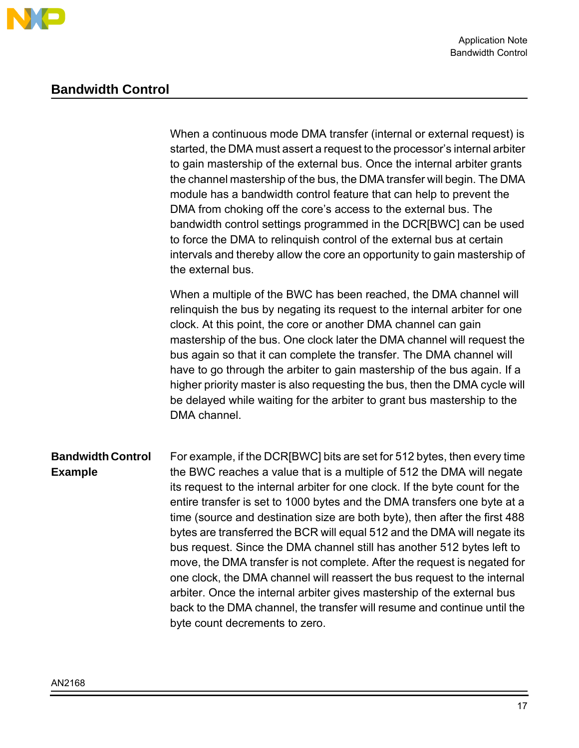## Bandwidth Control

When a continuous mode DMA transfer (internal or external request) is started, the DMA must assert a request to the processor's internal arbiter to gain mastership of the external bus. Once the internal arbiter grants the channel mastership of the bus, the DMA transfer will begin. The DMA module has a bandwidth control feature that can help to prevent the DMA from choking off the core's access to the external bus. The bandwidth control settings programmed in the DCR[BWC] can be used to force the DMA to relinquish control of the external bus at certain intervals and thereby allow the core an opportunity to gain mastership of the external bus.

When a multiple of the BWC has been reached, the DMA channel will relinquish the bus by negating its request to the internal arbiter for one clock. At this point, the core or another DMA channel can gain mastership of the bus. One clock later the DMA channel will request the bus again so that it can complete the transfer. The DMA channel will have to go through the arbiter to gain mastership of the bus again. If a higher priority master is also requesting the bus, then the DMA cycle will be delayed while waiting for the arbiter to grant bus mastership to the DMA channel.

### Bandwidth Control Example

For example, if the DCR[BWC] bits are set for 512 bytes, then every time the BWC reaches a value that is a multiple of 512 the DMA will negate its request to the internal arbiter for one clock. If the byte count for the entire transfer is set to 1000 bytes and the DMA transfers one byte at a time (source and destination size are both byte), then after the first 488 bytes are transferred the BCR will equal 512 and the DMA will negate its bus request. Since the DMA channel still has another 512 bytes left to move, the DMA transfer is not complete. After the request is negated for one clock, the DMA channel will reassert the bus request to the internal arbiter. Once the internal arbiter gives mastership of the external bus back to the DMA channel, the transfer will resume and continue until the byte count decrements to zero.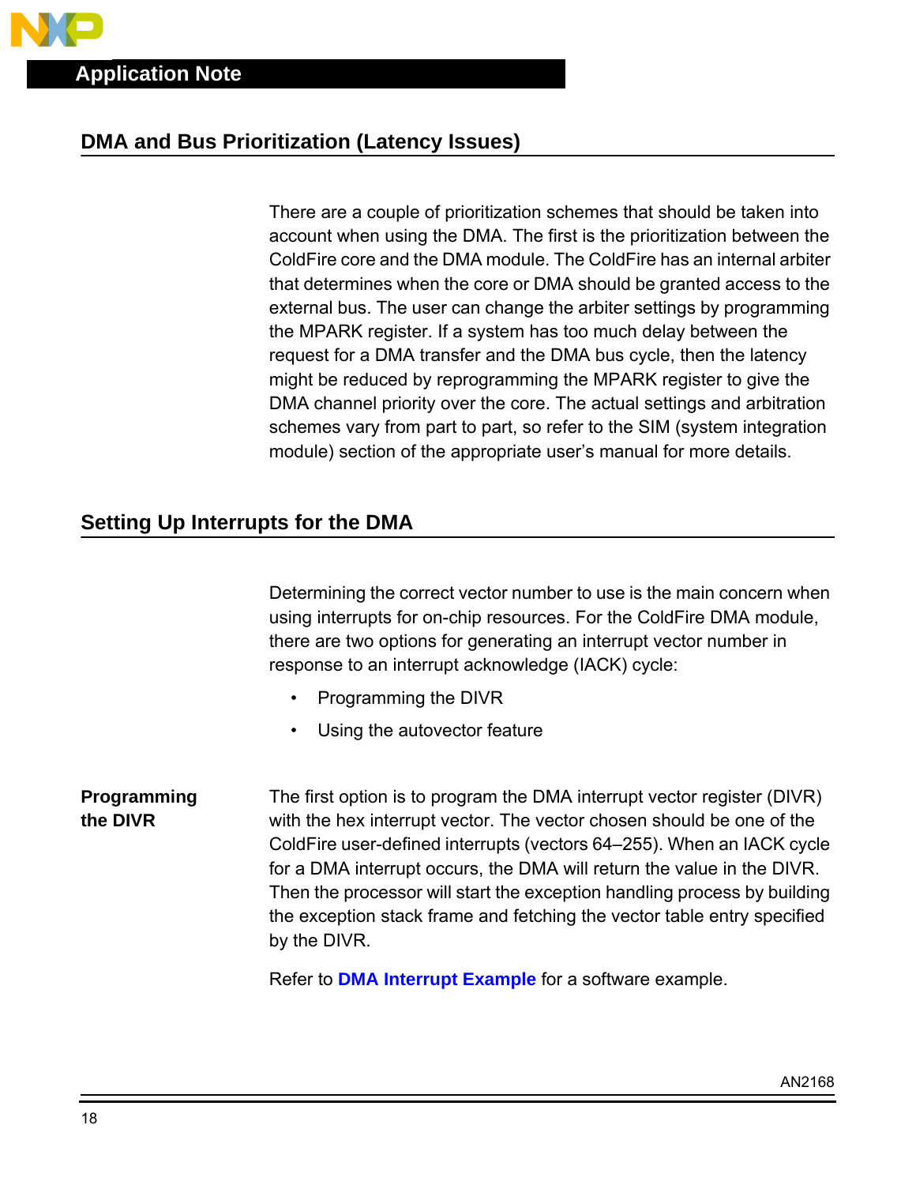## DMA and Bus Prioritization (Latency Issues)

There are a couple of prioritization schemes that should be taken into account when using the DMA. The first is the prioritization between the ColdFire core and the DMA module. The ColdFire has an internal arbiter that determines when the core or DMA should be granted access to the external bus. The user can change the arbiter settings by programming the MPARK register. If a system has too much delay between the request for a DMA transfer and the DMA bus cycle, then the latency might be reduced by reprogramming the MPARK register to give the DMA channel priority over the core. The actual settings and arbitration schemes vary from part to part, so refer to the SIM (system integration module) section of the appropriate user's manual for more details.

## Setting Up Interrupts for the DMA

Determining the correct vector number to use is the main concern when using interrupts for on-chip resources. For the ColdFire DMA module, there are two options for generating an interrupt vector number in response to an interrupt acknowledge (IACK) cycle:

- Programming the DIVR
- Using the autovector feature

### Programming the DIVR

The first option is to program the DMA interrupt vector register (DIVR) with the hex interrupt vector. The vector chosen should be one of the ColdFire user-defined interrupts (vectors 64–255). When an IACK cycle for a DMA interrupt occurs, the DMA will return the value in the DIVR. Then the processor will start the exception handling process by building the exception stack frame and fetching the vector table entry specified by the DIVR.

Refer to **DMA Interrupt Example** for a software example.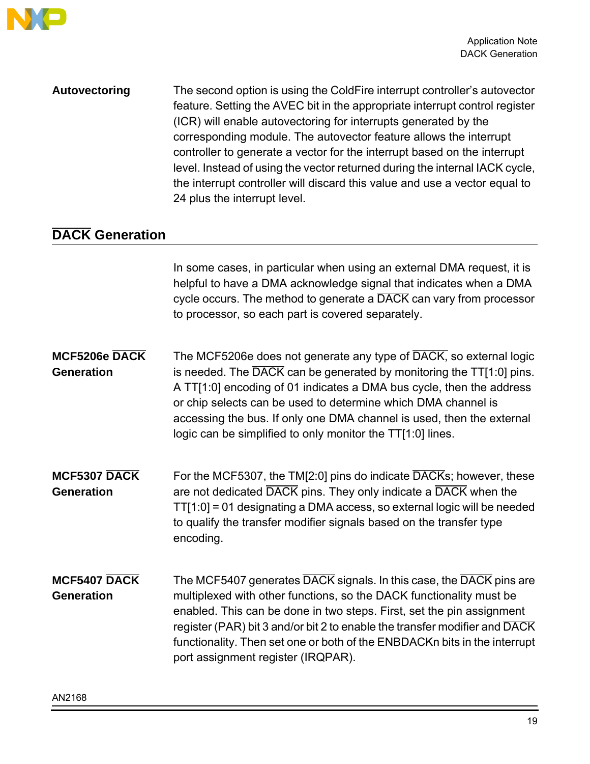**Autovectoring**

The second option is using the ColdFire interrupt controller's autovector feature. Setting the AVEC bit in the appropriate interrupt control register (ICR) will enable autovectoring for interrupts generated by the corresponding module. The autovector feature allows the interrupt controller to generate a vector for the interrupt based on the interrupt level. Instead of using the vector returned during the internal IACK cycle, the interrupt controller will discard this value and use a vector equal to 24 plus the interrupt level.

## $\overline{\text{DACK}}$ Generation

In some cases, in particular when using an external DMA request, it is helpful to have a DMA acknowledge signal that indicates when a DMA cycle occurs. The method to generate a $\overline{\text{DACK}}$ can vary from processor to processor, so each part is covered separately.

**MCF5206e $\overline{\text{DACK}}$ Generation**

The MCF5206e does not generate any type of $\overline{\text{DACK}}$, so external logic is needed. The $\overline{\text{DACK}}$ can be generated by monitoring the TT[1:0] pins. A TT[1:0] encoding of 01 indicates a DMA bus cycle, then the address or chip selects can be used to determine which DMA channel is accessing the bus. If only one DMA channel is used, then the external logic can be simplified to only monitor the TT[1:0] lines.

**MCF5307 $\overline{\text{DACK}}$ Generation**

For the MCF5307, the TM[2:0] pins do indicate $\overline{\text{DACK}}$s; however, these are not dedicated $\overline{\text{DACK}}$ pins. They only indicate a $\overline{\text{DACK}}$ when the TT[1:0] = 01 designating a DMA access, so external logic will be needed to qualify the transfer modifier signals based on the transfer type encoding.

**MCF5407 $\overline{\text{DACK}}$ Generation**

The MCF5407 generates $\overline{\text{DACK}}$ signals. In this case, the $\overline{\text{DACK}}$ pins are multiplexed with other functions, so the DACK functionality must be enabled. This can be done in two steps. First, set the pin assignment register (PAR) bit 3 and/or bit 2 to enable the transfer modifier and $\overline{\text{DACK}}$ functionality. Then set one or both of the ENBDACKn bits in the interrupt port assignment register (IRQPAR).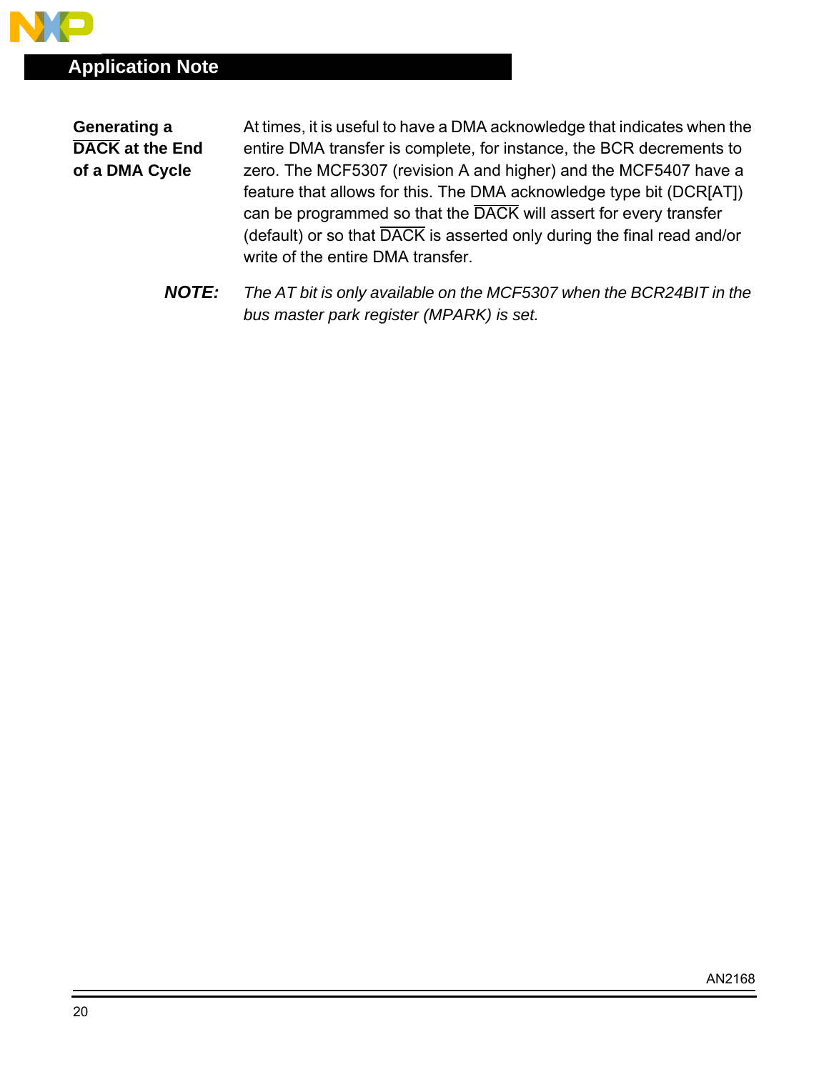### Generating a DACK at the End of a DMA Cycle

At times, it is useful to have a DMA acknowledge that indicates when the entire DMA transfer is complete, for instance, the BCR decrements to zero. The MCF5307 (revision A and higher) and the MCF5407 have a feature that allows for this. The DMA acknowledge type bit (DCR[AT]) can be programmed so that the DACK will assert for every transfer (default) or so that DACK is asserted only during the final read and/or write of the entire DMA transfer.

***NOTE:*** *The AT bit is only available on the MCF5307 when the BCR24BIT in the bus master park register (MPARK) is set.*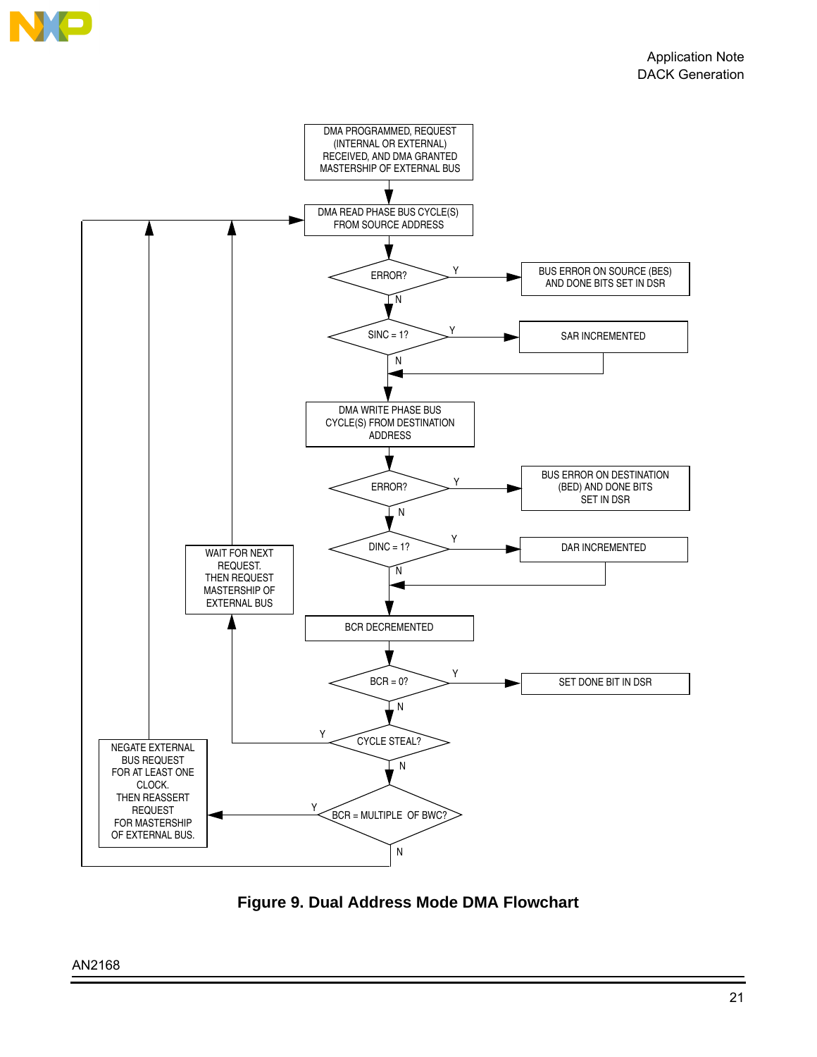DMA PROGRAMMED, REQUEST (INTERNAL OR EXTERNAL) RECEIVED, AND DMA GRANTED MASTERSHIP OF EXTERNAL BUS

DMA READ PHASE BUS CYCLE(S) FROM SOURCE ADDRESS

ERROR? — Y → BUS ERROR ON SOURCE (BES) AND DONE BITS SET IN DSR

N

SINC = 1? — Y → SAR INCREMENTED

N

DMA WRITE PHASE BUS CYCLE(S) FROM DESTINATION ADDRESS

ERROR? — Y → BUS ERROR ON DESTINATION (BED) AND DONE BITS SET IN DSR

N

DINC = 1? — Y → DAR INCREMENTED

N

BCR DECREMENTED

BCR = 0? — Y → SET DONE BIT IN DSR

N

CYCLE STEAL? — Y → WAIT FOR NEXT REQUEST. THEN REQUEST MASTERSHIP OF EXTERNAL BUS

N

BCR = MULTIPLE OF BWC? — Y → NEGATE EXTERNAL BUS REQUEST FOR AT LEAST ONE CLOCK. THEN REASSERT REQUEST FOR MASTERSHIP OF EXTERNAL BUS.

N

**Figure 9. Dual Address Mode DMA Flowchart**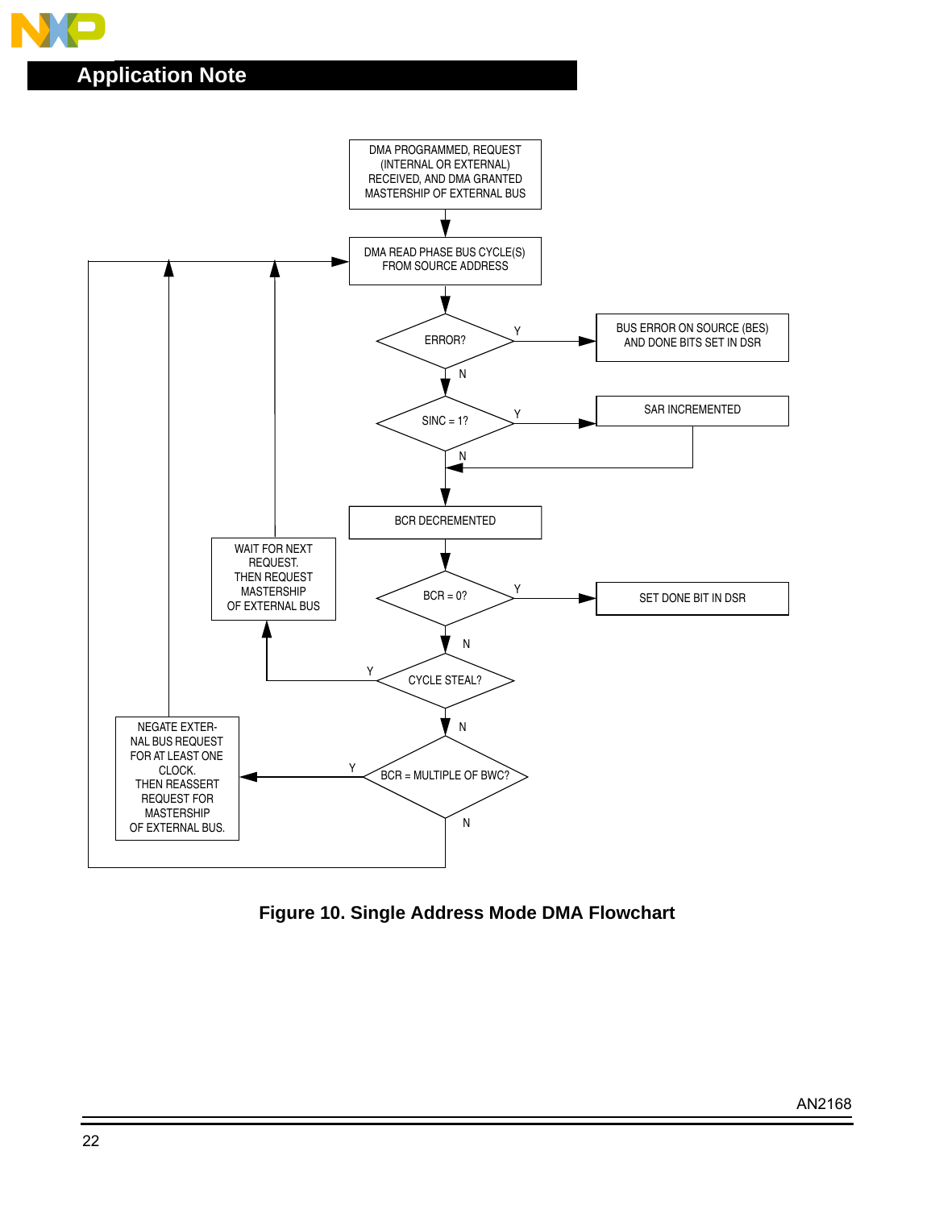DMA PROGRAMMED, REQUEST (INTERNAL OR EXTERNAL) RECEIVED, AND DMA GRANTED MASTERSHIP OF EXTERNAL BUS

DMA READ PHASE BUS CYCLE(S) FROM SOURCE ADDRESS

ERROR?
- Y → BUS ERROR ON SOURCE (BES) AND DONE BITS SET IN DSR
- N ↓

SINC = 1?
- Y → SAR INCREMENTED
- N ↓

BCR DECREMENTED

BCR = 0?
- Y → SET DONE BIT IN DSR
- N ↓

CYCLE STEAL?
- Y → WAIT FOR NEXT REQUEST. THEN REQUEST MASTERSHIP OF EXTERNAL BUS → DMA READ PHASE BUS CYCLE(S) FROM SOURCE ADDRESS
- N ↓

BCR = MULTIPLE OF BWC?
- Y → NEGATE EXTERNAL BUS REQUEST FOR AT LEAST ONE CLOCK. THEN REASSERT REQUEST FOR MASTERSHIP OF EXTERNAL BUS. → DMA READ PHASE BUS CYCLE(S) FROM SOURCE ADDRESS
- N → DMA READ PHASE BUS CYCLE(S) FROM SOURCE ADDRESS

**Figure 10. Single Address Mode DMA Flowchart**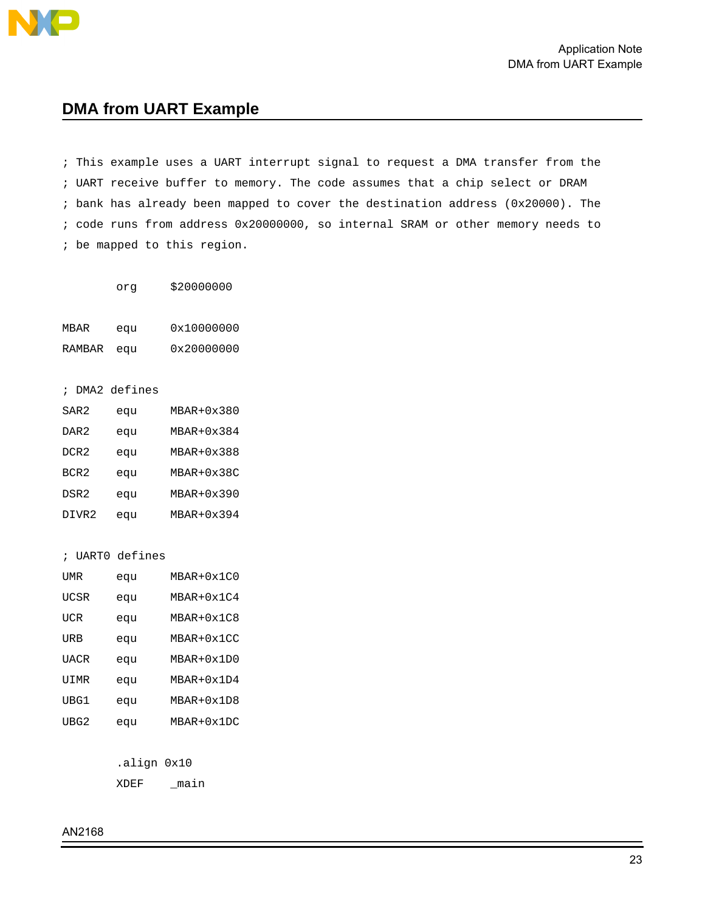## DMA from UART Example

```
; This example uses a UART interrupt signal to request a DMA transfer from the
; UART receive buffer to memory. The code assumes that a chip select or DRAM
; bank has already been mapped to cover the destination address (0x20000). The
; code runs from address 0x20000000, so internal SRAM or other memory needs to
; be mapped to this region.

        org     $20000000

MBAR    equ     0x10000000
RAMBAR  equ     0x20000000

; DMA2 defines
SAR2    equ     MBAR+0x380
DAR2    equ     MBAR+0x384
DCR2    equ     MBAR+0x388
BCR2    equ     MBAR+0x38C
DSR2    equ     MBAR+0x390
DIVR2   equ     MBAR+0x394

; UART0 defines
UMR     equ     MBAR+0x1C0
UCSR    equ     MBAR+0x1C4
UCR     equ     MBAR+0x1C8
URB     equ     MBAR+0x1CC
UACR    equ     MBAR+0x1D0
UIMR    equ     MBAR+0x1D4
UBG1    equ     MBAR+0x1D8
UBG2    equ     MBAR+0x1DC

        .align 0x10
        XDEF    _main
```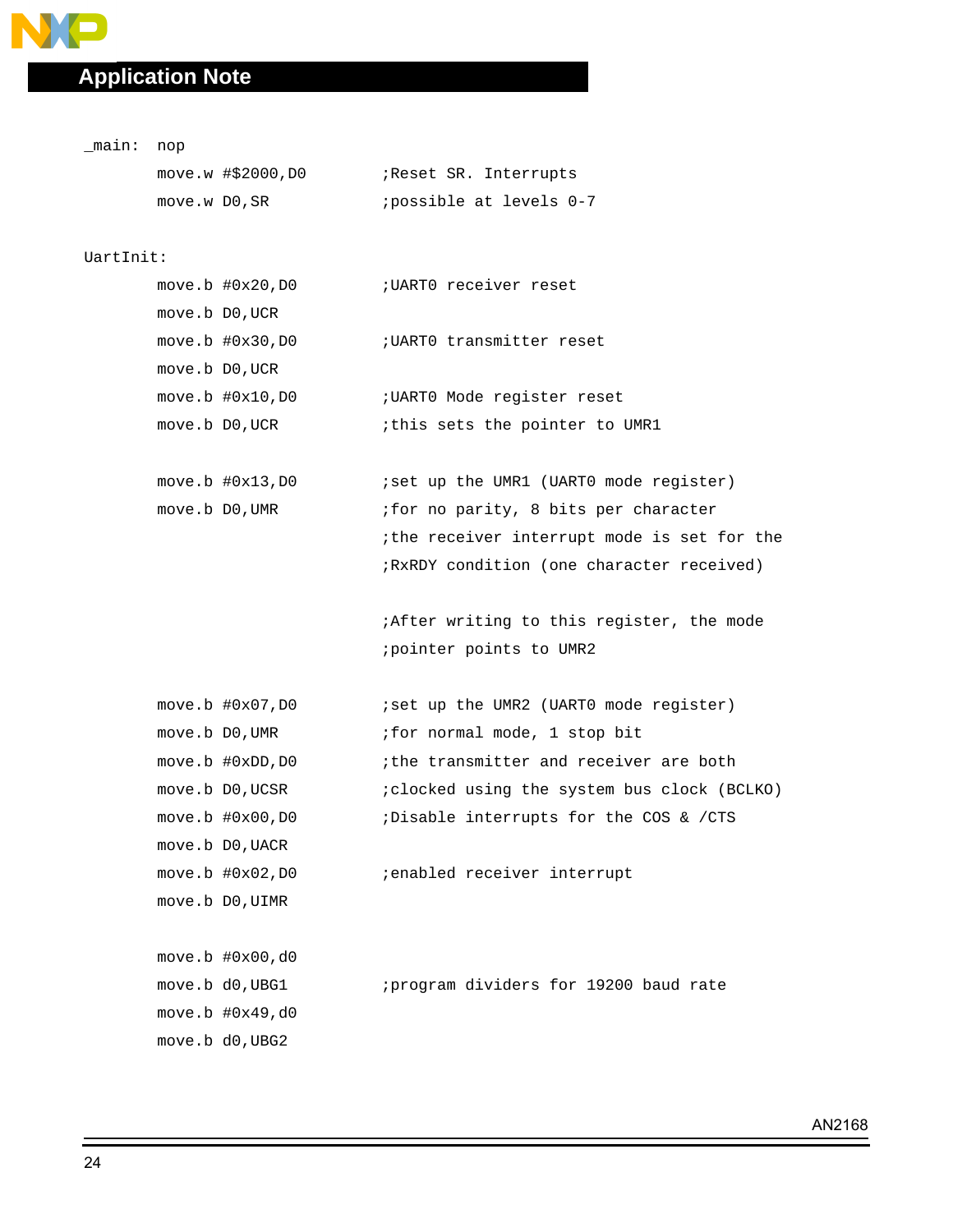```
_main:  nop
        move.w #$2000,D0        ;Reset SR. Interrupts
        move.w D0,SR            ;possible at levels 0-7

UartInit:
        move.b #0x20,D0         ;UART0 receiver reset
        move.b D0,UCR
        move.b #0x30,D0         ;UART0 transmitter reset
        move.b D0,UCR
        move.b #0x10,D0         ;UART0 Mode register reset
        move.b D0,UCR           ;this sets the pointer to UMR1

        move.b #0x13,D0         ;set up the UMR1 (UART0 mode register)
        move.b D0,UMR           ;for no parity, 8 bits per character
                                ;the receiver interrupt mode is set for the
                                ;RxRDY condition (one character received)

                                ;After writing to this register, the mode
                                ;pointer points to UMR2

        move.b #0x07,D0         ;set up the UMR2 (UART0 mode register)
        move.b D0,UMR           ;for normal mode, 1 stop bit
        move.b #0xDD,D0         ;the transmitter and receiver are both
        move.b D0,UCSR          ;clocked using the system bus clock (BCLKO)
        move.b #0x00,D0         ;Disable interrupts for the COS & /CTS
        move.b D0,UACR
        move.b #0x02,D0         ;enabled receiver interrupt
        move.b D0,UIMR

        move.b #0x00,d0
        move.b d0,UBG1          ;program dividers for 19200 baud rate
        move.b #0x49,d0
        move.b d0,UBG2
```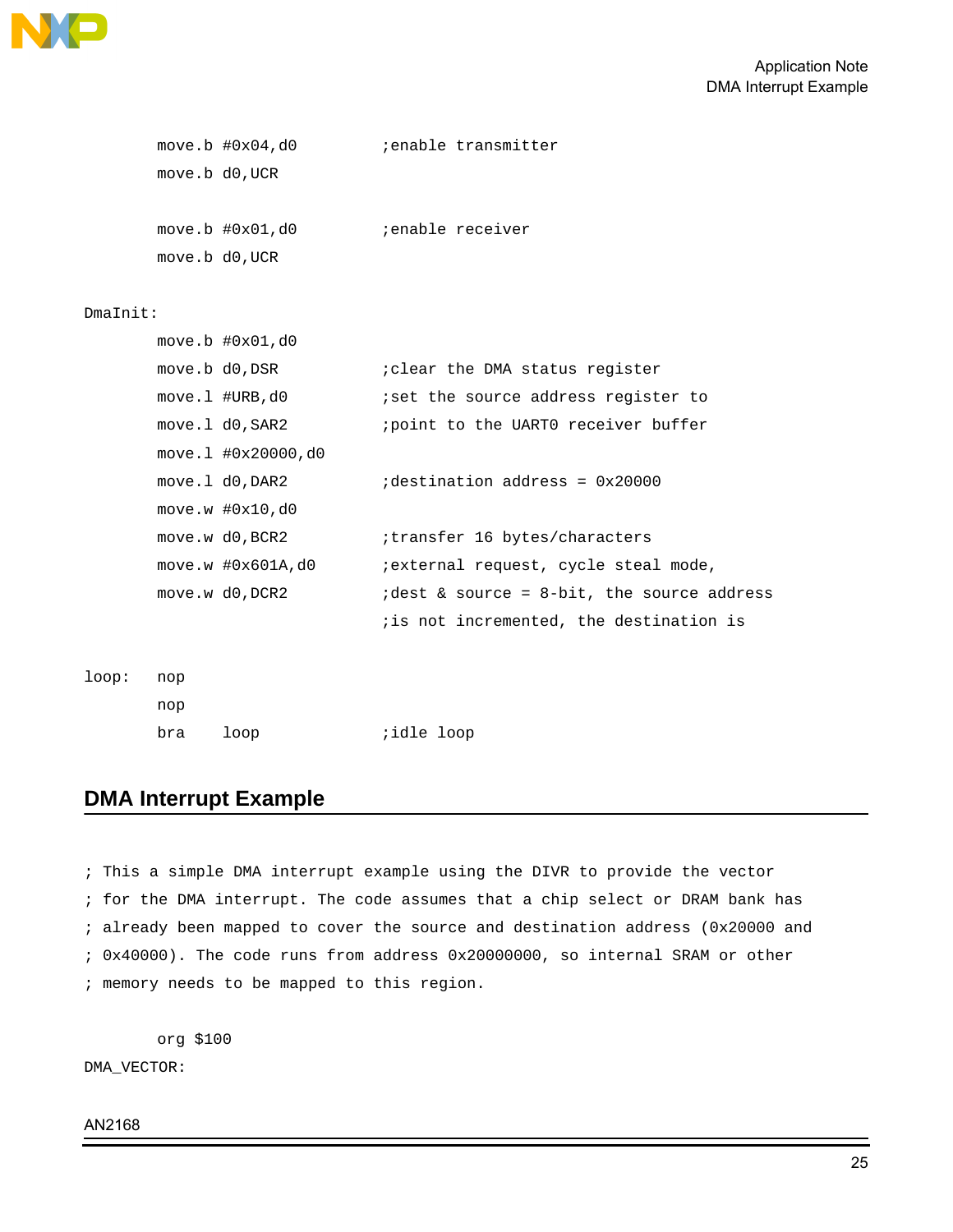```
        move.b #0x04,d0         ;enable transmitter
        move.b d0,UCR

        move.b #0x01,d0         ;enable receiver
        move.b d0,UCR

DmaInit:
        move.b #0x01,d0
        move.b d0,DSR           ;clear the DMA status register
        move.l #URB,d0          ;set the source address register to
        move.l d0,SAR2          ;point to the UART0 receiver buffer
        move.l #0x20000,d0
        move.l d0,DAR2          ;destination address = 0x20000
        move.w #0x10,d0
        move.w d0,BCR2          ;transfer 16 bytes/characters
        move.w #0x601A,d0       ;external request, cycle steal mode,
        move.w d0,DCR2          ;dest & source = 8-bit, the source address
                                ;is not incremented, the destination is

loop:   nop
        nop
        bra     loop            ;idle loop
```

## DMA Interrupt Example

```
; This a simple DMA interrupt example using the DIVR to provide the vector
; for the DMA interrupt. The code assumes that a chip select or DRAM bank has
; already been mapped to cover the source and destination address (0x20000 and
; 0x40000). The code runs from address 0x20000000, so internal SRAM or other
; memory needs to be mapped to this region.

        org $100
DMA_VECTOR:
```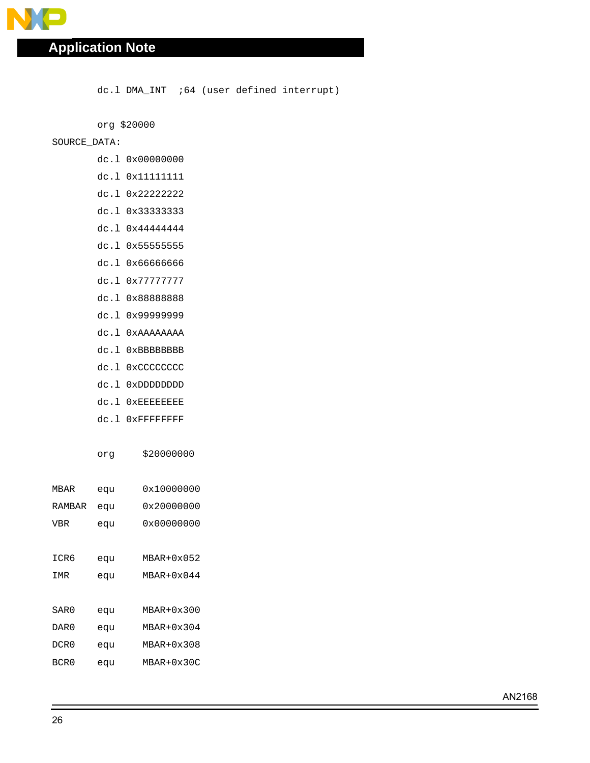```
        dc.l DMA_INT  ;64 (user defined interrupt)

        org $20000
SOURCE_DATA:
        dc.l 0x00000000
        dc.l 0x11111111
        dc.l 0x22222222
        dc.l 0x33333333
        dc.l 0x44444444
        dc.l 0x55555555
        dc.l 0x66666666
        dc.l 0x77777777
        dc.l 0x88888888
        dc.l 0x99999999
        dc.l 0xAAAAAAAA
        dc.l 0xBBBBBBBB
        dc.l 0xCCCCCCCC
        dc.l 0xDDDDDDDD
        dc.l 0xEEEEEEEE
        dc.l 0xFFFFFFFF

        org     $20000000

MBAR    equ     0x10000000
RAMBAR  equ     0x20000000
VBR     equ     0x00000000

ICR6    equ     MBAR+0x052
IMR     equ     MBAR+0x044

SAR0    equ     MBAR+0x300
DAR0    equ     MBAR+0x304
DCR0    equ     MBAR+0x308
BCR0    equ     MBAR+0x30C
```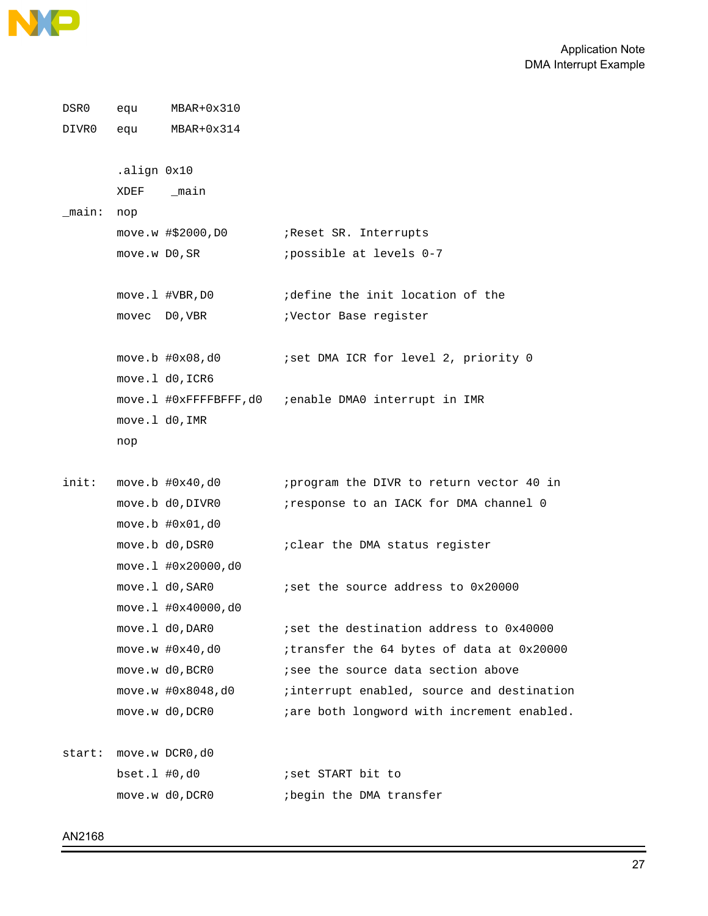```
DSR0    equ     MBAR+0x310
DIVR0   equ     MBAR+0x314

        .align 0x10
        XDEF    _main
_main:  nop
        move.w #$2000,D0        ;Reset SR. Interrupts
        move.w D0,SR            ;possible at levels 0-7

        move.l #VBR,D0          ;define the init location of the
        movec  D0,VBR           ;Vector Base register

        move.b #0x08,d0         ;set DMA ICR for level 2, priority 0
        move.l d0,ICR6
        move.l #0xFFFFBFFF,d0   ;enable DMA0 interrupt in IMR
        move.l d0,IMR
        nop

init:   move.b #0x40,d0         ;program the DIVR to return vector 40 in
        move.b d0,DIVR0         ;response to an IACK for DMA channel 0
        move.b #0x01,d0
        move.b d0,DSR0          ;clear the DMA status register
        move.l #0x20000,d0
        move.l d0,SAR0          ;set the source address to 0x20000
        move.l #0x40000,d0
        move.l d0,DAR0          ;set the destination address to 0x40000
        move.w #0x40,d0         ;transfer the 64 bytes of data at 0x20000
        move.w d0,BCR0          ;see the source data section above
        move.w #0x8048,d0       ;interrupt enabled, source and destination
        move.w d0,DCR0          ;are both longword with increment enabled.

start:  move.w DCR0,d0
        bset.l #0,d0            ;set START bit to
        move.w d0,DCR0          ;begin the DMA transfer
```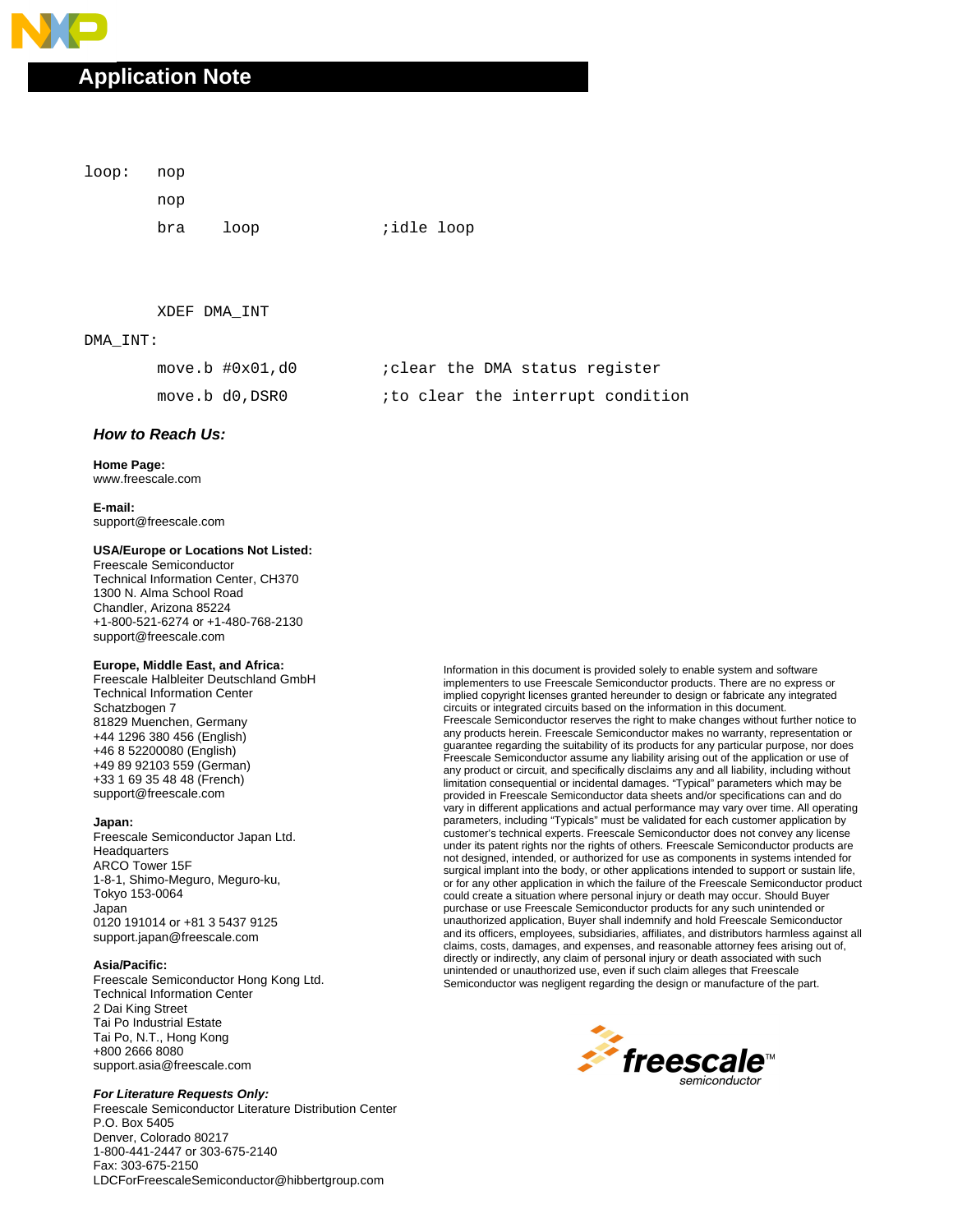```
loop:   nop
        nop
        bra     loop                ;idle loop



        XDEF DMA_INT
DMA_INT:
        move.b #0x01,d0             ;clear the DMA status register
        move.b d0,DSR0              ;to clear the interrupt condition
```

***How to Reach Us:***

**Home Page:**
www.freescale.com

**E-mail:**
support@freescale.com

**USA/Europe or Locations Not Listed:**
Freescale Semiconductor
Technical Information Center, CH370
1300 N. Alma School Road
Chandler, Arizona 85224
+1-800-521-6274 or +1-480-768-2130
support@freescale.com

**Europe, Middle East, and Africa:**
Freescale Halbleiter Deutschland GmbH
Technical Information Center
Schatzbogen 7
81829 Muenchen, Germany
+44 1296 380 456 (English)
+46 8 52200080 (English)
+49 89 92103 559 (German)
+33 1 69 35 48 48 (French)
support@freescale.com

**Japan:**
Freescale Semiconductor Japan Ltd.
Headquarters
ARCO Tower 15F
1-8-1, Shimo-Meguro, Meguro-ku,
Tokyo 153-0064
Japan
0120 191014 or +81 3 5437 9125
support.japan@freescale.com

**Asia/Pacific:**
Freescale Semiconductor Hong Kong Ltd.
Technical Information Center
2 Dai King Street
Tai Po Industrial Estate
Tai Po, N.T., Hong Kong
+800 2666 8080
support.asia@freescale.com

***For Literature Requests Only:***
Freescale Semiconductor Literature Distribution Center
P.O. Box 5405
Denver, Colorado 80217
1-800-441-2447 or 303-675-2140
Fax: 303-675-2150
LDCForFreescaleSemiconductor@hibbertgroup.com

Information in this document is provided solely to enable system and software implementers to use Freescale Semiconductor products. There are no express or implied copyright licenses granted hereunder to design or fabricate any integrated circuits or integrated circuits based on the information in this document.
Freescale Semiconductor reserves the right to make changes without further notice to any products herein. Freescale Semiconductor makes no warranty, representation or guarantee regarding the suitability of its products for any particular purpose, nor does Freescale Semiconductor assume any liability arising out of the application or use of any product or circuit, and specifically disclaims any and all liability, including without limitation consequential or incidental damages. "Typical" parameters which may be provided in Freescale Semiconductor data sheets and/or specifications can and do vary in different applications and actual performance may vary over time. All operating parameters, including "Typicals" must be validated for each customer application by customer's technical experts. Freescale Semiconductor does not convey any license under its patent rights nor the rights of others. Freescale Semiconductor products are not designed, intended, or authorized for use as components in systems intended for surgical implant into the body, or other applications intended to support or sustain life, or for any other application in which the failure of the Freescale Semiconductor product could create a situation where personal injury or death may occur. Should Buyer purchase or use Freescale Semiconductor products for any such unintended or unauthorized application, Buyer shall indemnify and hold Freescale Semiconductor and its officers, employees, subsidiaries, affiliates, and distributors harmless against all claims, costs, damages, and expenses, and reasonable attorney fees arising out of, directly or indirectly, any claim of personal injury or death associated with such unintended or unauthorized use, even if such claim alleges that Freescale Semiconductor was negligent regarding the design or manufacture of the part.